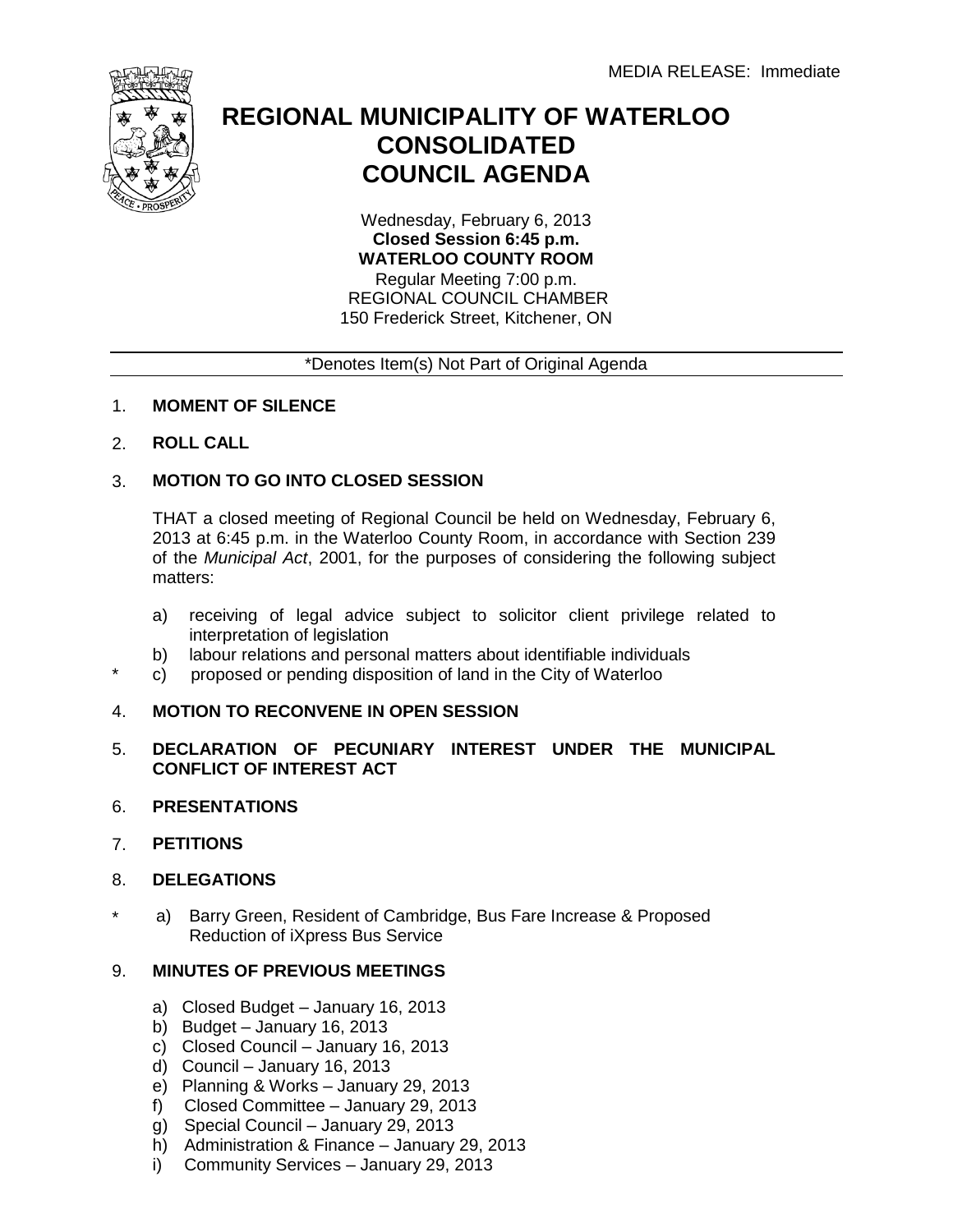MEDIA RELEASE: Immediate

# REGIONAL MUNICIPALITY OF WATERLOO CONSOLIDATED COUNCIL AGENDA

Wednesday, February 6, 2013
**Closed Session 6:45 p.m.**
**WATERLOO COUNTY ROOM**
Regular Meeting 7:00 p.m.
REGIONAL COUNCIL CHAMBER
150 Frederick Street, Kitchener, ON

*Denotes Item(s) Not Part of Original Agenda

1. **MOMENT OF SILENCE**

2. **ROLL CALL**

3. **MOTION TO GO INTO CLOSED SESSION**

   THAT a closed meeting of Regional Council be held on Wednesday, February 6, 2013 at 6:45 p.m. in the Waterloo County Room, in accordance with Section 239 of the *Municipal Act*, 2001, for the purposes of considering the following subject matters:

   a) receiving of legal advice subject to solicitor client privilege related to interpretation of legislation
   b) labour relations and personal matters about identifiable individuals
   * c) proposed or pending disposition of land in the City of Waterloo

4. **MOTION TO RECONVENE IN OPEN SESSION**

5. **DECLARATION OF PECUNIARY INTEREST UNDER THE MUNICIPAL CONFLICT OF INTEREST ACT**

6. **PRESENTATIONS**

7. **PETITIONS**

8. **DELEGATIONS**

   * a) Barry Green, Resident of Cambridge, Bus Fare Increase & Proposed Reduction of iXpress Bus Service

9. **MINUTES OF PREVIOUS MEETINGS**

   a) Closed Budget – January 16, 2013
   b) Budget – January 16, 2013
   c) Closed Council – January 16, 2013
   d) Council – January 16, 2013
   e) Planning & Works – January 29, 2013
   f) Closed Committee – January 29, 2013
   g) Special Council – January 29, 2013
   h) Administration & Finance – January 29, 2013
   i) Community Services – January 29, 2013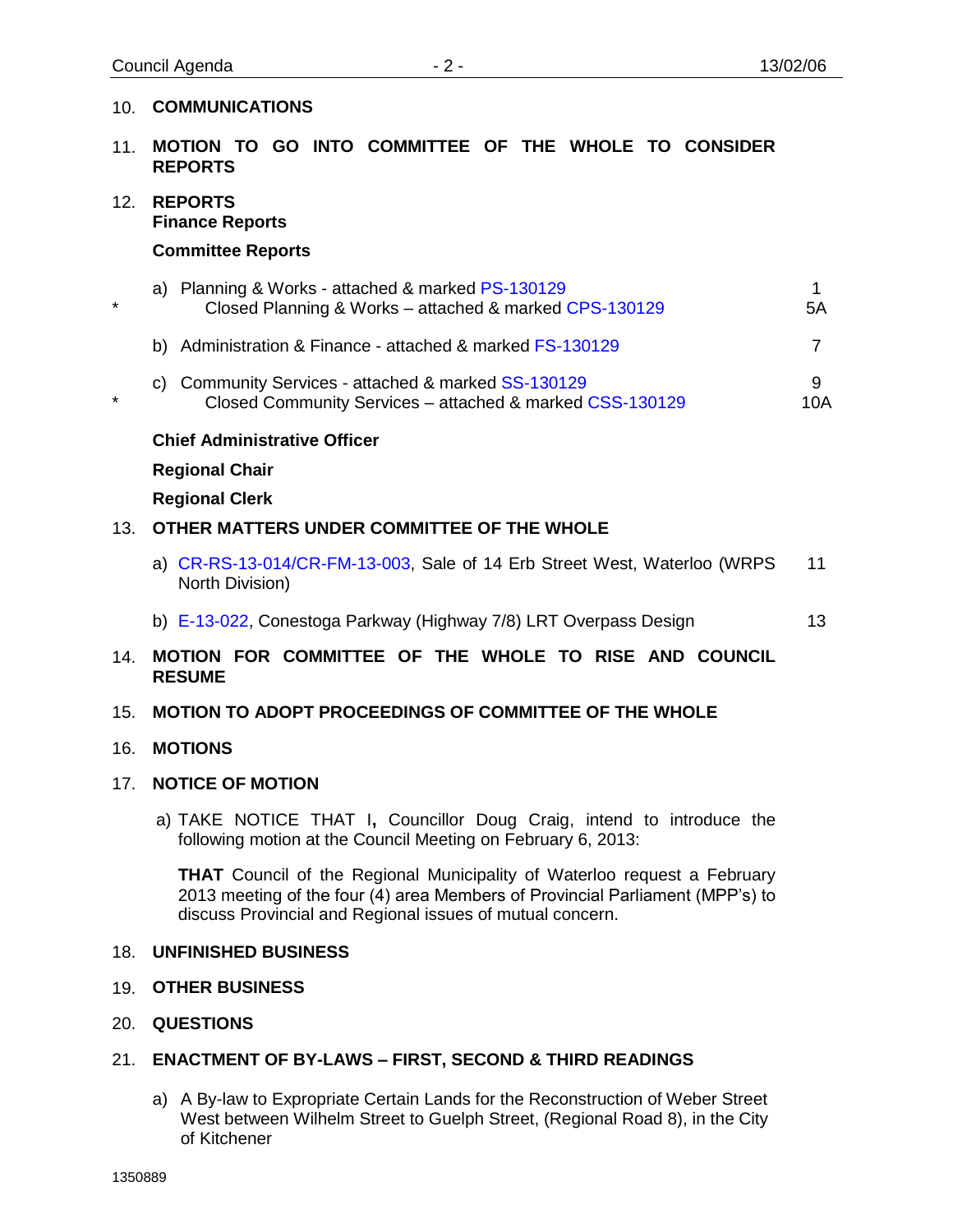10. **COMMUNICATIONS**

11. **MOTION TO GO INTO COMMITTEE OF THE WHOLE TO CONSIDER REPORTS**

12. **REPORTS**
    **Finance Reports**

    **Committee Reports**

| | | |
|---|---|---|
| | a) Planning & Works - attached & marked PS-130129 | 1 |
| * | Closed Planning & Works – attached & marked CPS-130129 | 5A |
| | b) Administration & Finance - attached & marked FS-130129 | 7 |
| | c) Community Services - attached & marked SS-130129 | 9 |
| * | Closed Community Services – attached & marked CSS-130129 | 10A |

    **Chief Administrative Officer**

    **Regional Chair**

    **Regional Clerk**

13. **OTHER MATTERS UNDER COMMITTEE OF THE WHOLE**

    a) CR-RS-13-014/CR-FM-13-003, Sale of 14 Erb Street West, Waterloo (WRPS North Division) — 11

    b) E-13-022, Conestoga Parkway (Highway 7/8) LRT Overpass Design — 13

14. **MOTION FOR COMMITTEE OF THE WHOLE TO RISE AND COUNCIL RESUME**

15. **MOTION TO ADOPT PROCEEDINGS OF COMMITTEE OF THE WHOLE**

16. **MOTIONS**

17. **NOTICE OF MOTION**

    a) TAKE NOTICE THAT I**,** Councillor Doug Craig, intend to introduce the following motion at the Council Meeting on February 6, 2013:

    **THAT** Council of the Regional Municipality of Waterloo request a February 2013 meeting of the four (4) area Members of Provincial Parliament (MPP's) to discuss Provincial and Regional issues of mutual concern.

18. **UNFINISHED BUSINESS**

19. **OTHER BUSINESS**

20. **QUESTIONS**

21. **ENACTMENT OF BY-LAWS – FIRST, SECOND & THIRD READINGS**

    a) A By-law to Expropriate Certain Lands for the Reconstruction of Weber Street West between Wilhelm Street to Guelph Street, (Regional Road 8), in the City of Kitchener

1350889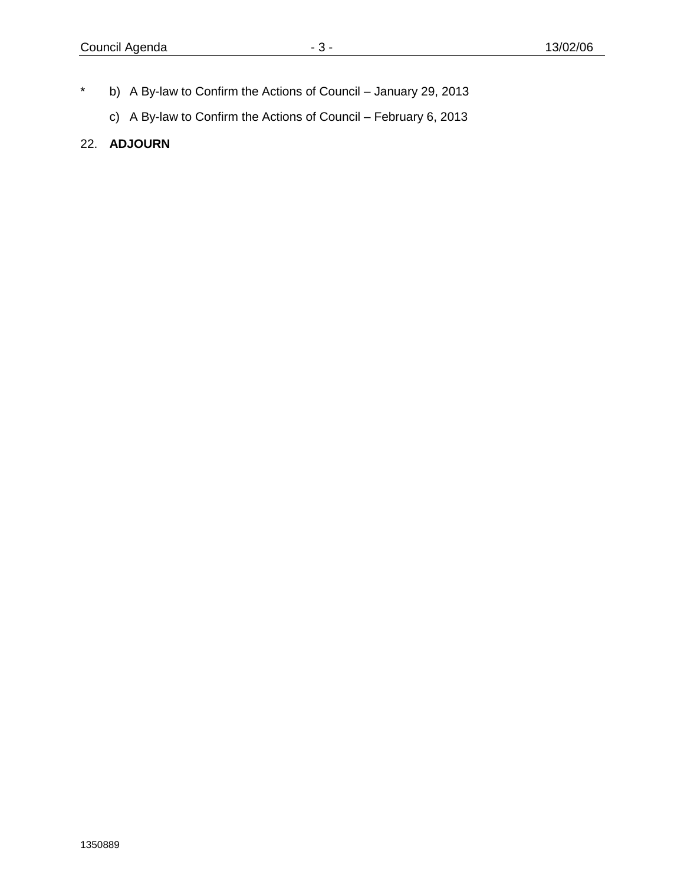\* b) A By-law to Confirm the Actions of Council – January 29, 2013

c) A By-law to Confirm the Actions of Council – February 6, 2013

22. **ADJOURN**

1350889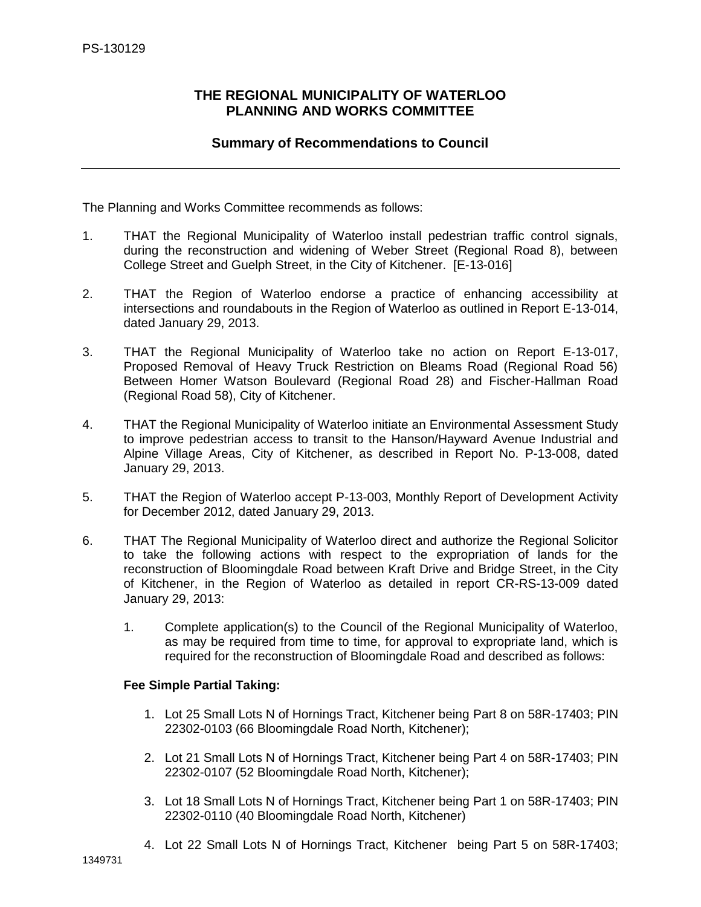PS-130129

**THE REGIONAL MUNICIPALITY OF WATERLOO**
**PLANNING AND WORKS COMMITTEE**

**Summary of Recommendations to Council**

---

The Planning and Works Committee recommends as follows:

1. THAT the Regional Municipality of Waterloo install pedestrian traffic control signals, during the reconstruction and widening of Weber Street (Regional Road 8), between College Street and Guelph Street, in the City of Kitchener. [E-13-016]

2. THAT the Region of Waterloo endorse a practice of enhancing accessibility at intersections and roundabouts in the Region of Waterloo as outlined in Report E-13-014, dated January 29, 2013.

3. THAT the Regional Municipality of Waterloo take no action on Report E-13-017, Proposed Removal of Heavy Truck Restriction on Bleams Road (Regional Road 56) Between Homer Watson Boulevard (Regional Road 28) and Fischer-Hallman Road (Regional Road 58), City of Kitchener.

4. THAT the Regional Municipality of Waterloo initiate an Environmental Assessment Study to improve pedestrian access to transit to the Hanson/Hayward Avenue Industrial and Alpine Village Areas, City of Kitchener, as described in Report No. P-13-008, dated January 29, 2013.

5. THAT the Region of Waterloo accept P-13-003, Monthly Report of Development Activity for December 2012, dated January 29, 2013.

6. THAT The Regional Municipality of Waterloo direct and authorize the Regional Solicitor to take the following actions with respect to the expropriation of lands for the reconstruction of Bloomingdale Road between Kraft Drive and Bridge Street, in the City of Kitchener, in the Region of Waterloo as detailed in report CR-RS-13-009 dated January 29, 2013:

    1. Complete application(s) to the Council of the Regional Municipality of Waterloo, as may be required from time to time, for approval to expropriate land, which is required for the reconstruction of Bloomingdale Road and described as follows:

    **Fee Simple Partial Taking:**

    1. Lot 25 Small Lots N of Hornings Tract, Kitchener being Part 8 on 58R-17403; PIN 22302-0103 (66 Bloomingdale Road North, Kitchener);
    2. Lot 21 Small Lots N of Hornings Tract, Kitchener being Part 4 on 58R-17403; PIN 22302-0107 (52 Bloomingdale Road North, Kitchener);
    3. Lot 18 Small Lots N of Hornings Tract, Kitchener being Part 1 on 58R-17403; PIN 22302-0110 (40 Bloomingdale Road North, Kitchener)
    4. Lot 22 Small Lots N of Hornings Tract, Kitchener being Part 5 on 58R-17403;

1349731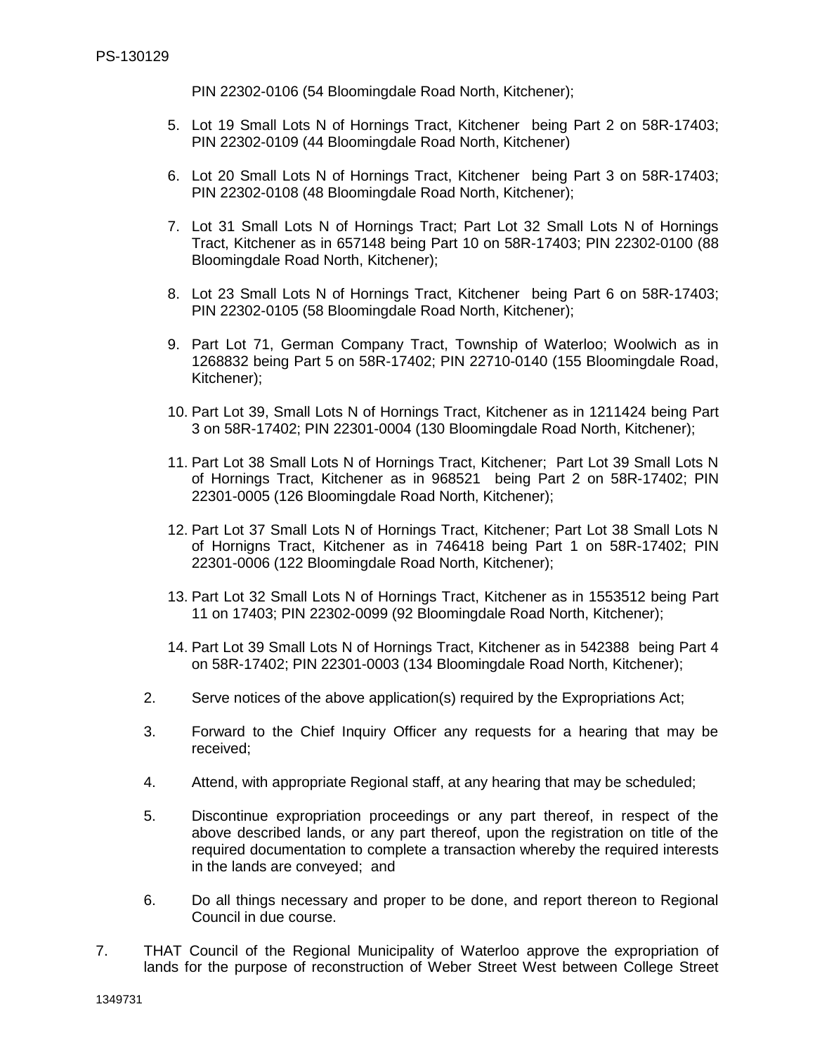PIN 22302-0106 (54 Bloomingdale Road North, Kitchener);

5. Lot 19 Small Lots N of Hornings Tract, Kitchener being Part 2 on 58R-17403; PIN 22302-0109 (44 Bloomingdale Road North, Kitchener)

6. Lot 20 Small Lots N of Hornings Tract, Kitchener being Part 3 on 58R-17403; PIN 22302-0108 (48 Bloomingdale Road North, Kitchener);

7. Lot 31 Small Lots N of Hornings Tract; Part Lot 32 Small Lots N of Hornings Tract, Kitchener as in 657148 being Part 10 on 58R-17403; PIN 22302-0100 (88 Bloomingdale Road North, Kitchener);

8. Lot 23 Small Lots N of Hornings Tract, Kitchener being Part 6 on 58R-17403; PIN 22302-0105 (58 Bloomingdale Road North, Kitchener);

9. Part Lot 71, German Company Tract, Township of Waterloo; Woolwich as in 1268832 being Part 5 on 58R-17402; PIN 22710-0140 (155 Bloomingdale Road, Kitchener);

10. Part Lot 39, Small Lots N of Hornings Tract, Kitchener as in 1211424 being Part 3 on 58R-17402; PIN 22301-0004 (130 Bloomingdale Road North, Kitchener);

11. Part Lot 38 Small Lots N of Hornings Tract, Kitchener; Part Lot 39 Small Lots N of Hornings Tract, Kitchener as in 968521 being Part 2 on 58R-17402; PIN 22301-0005 (126 Bloomingdale Road North, Kitchener);

12. Part Lot 37 Small Lots N of Hornings Tract, Kitchener; Part Lot 38 Small Lots N of Hornigns Tract, Kitchener as in 746418 being Part 1 on 58R-17402; PIN 22301-0006 (122 Bloomingdale Road North, Kitchener);

13. Part Lot 32 Small Lots N of Hornings Tract, Kitchener as in 1553512 being Part 11 on 17403; PIN 22302-0099 (92 Bloomingdale Road North, Kitchener);

14. Part Lot 39 Small Lots N of Hornings Tract, Kitchener as in 542388 being Part 4 on 58R-17402; PIN 22301-0003 (134 Bloomingdale Road North, Kitchener);

2. Serve notices of the above application(s) required by the Expropriations Act;

3. Forward to the Chief Inquiry Officer any requests for a hearing that may be received;

4. Attend, with appropriate Regional staff, at any hearing that may be scheduled;

5. Discontinue expropriation proceedings or any part thereof, in respect of the above described lands, or any part thereof, upon the registration on title of the required documentation to complete a transaction whereby the required interests in the lands are conveyed; and

6. Do all things necessary and proper to be done, and report thereon to Regional Council in due course.

7. THAT Council of the Regional Municipality of Waterloo approve the expropriation of lands for the purpose of reconstruction of Weber Street West between College Street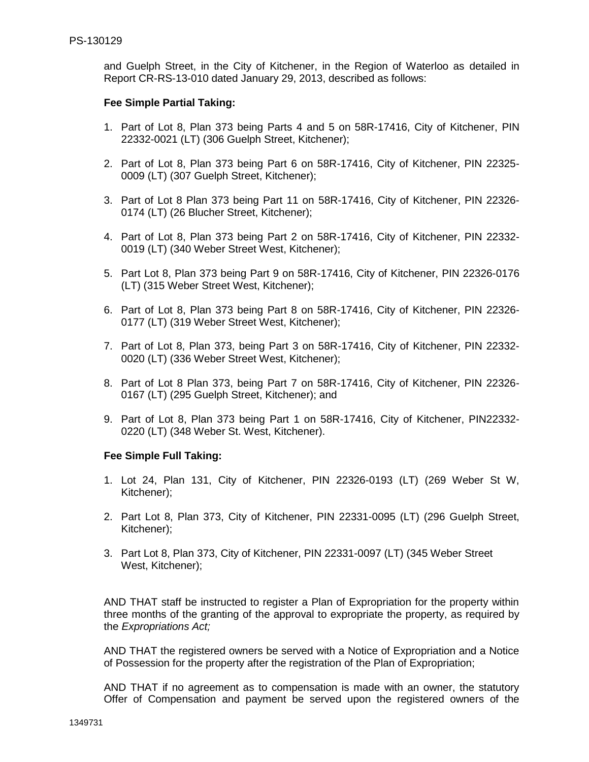and Guelph Street, in the City of Kitchener, in the Region of Waterloo as detailed in Report CR-RS-13-010 dated January 29, 2013, described as follows:

**Fee Simple Partial Taking:**

1. Part of Lot 8, Plan 373 being Parts 4 and 5 on 58R-17416, City of Kitchener, PIN 22332-0021 (LT) (306 Guelph Street, Kitchener);

2. Part of Lot 8, Plan 373 being Part 6 on 58R-17416, City of Kitchener, PIN 22325-0009 (LT) (307 Guelph Street, Kitchener);

3. Part of Lot 8 Plan 373 being Part 11 on 58R-17416, City of Kitchener, PIN 22326-0174 (LT) (26 Blucher Street, Kitchener);

4. Part of Lot 8, Plan 373 being Part 2 on 58R-17416, City of Kitchener, PIN 22332-0019 (LT) (340 Weber Street West, Kitchener);

5. Part Lot 8, Plan 373 being Part 9 on 58R-17416, City of Kitchener, PIN 22326-0176 (LT) (315 Weber Street West, Kitchener);

6. Part of Lot 8, Plan 373 being Part 8 on 58R-17416, City of Kitchener, PIN 22326-0177 (LT) (319 Weber Street West, Kitchener);

7. Part of Lot 8, Plan 373, being Part 3 on 58R-17416, City of Kitchener, PIN 22332-0020 (LT) (336 Weber Street West, Kitchener);

8. Part of Lot 8 Plan 373, being Part 7 on 58R-17416, City of Kitchener, PIN 22326-0167 (LT) (295 Guelph Street, Kitchener); and

9. Part of Lot 8, Plan 373 being Part 1 on 58R-17416, City of Kitchener, PIN22332-0220 (LT) (348 Weber St. West, Kitchener).

**Fee Simple Full Taking:**

1. Lot 24, Plan 131, City of Kitchener, PIN 22326-0193 (LT) (269 Weber St W, Kitchener);

2. Part Lot 8, Plan 373, City of Kitchener, PIN 22331-0095 (LT) (296 Guelph Street, Kitchener);

3. Part Lot 8, Plan 373, City of Kitchener, PIN 22331-0097 (LT) (345 Weber Street West, Kitchener);

AND THAT staff be instructed to register a Plan of Expropriation for the property within three months of the granting of the approval to expropriate the property, as required by the *Expropriations Act;*

AND THAT the registered owners be served with a Notice of Expropriation and a Notice of Possession for the property after the registration of the Plan of Expropriation;

AND THAT if no agreement as to compensation is made with an owner, the statutory Offer of Compensation and payment be served upon the registered owners of the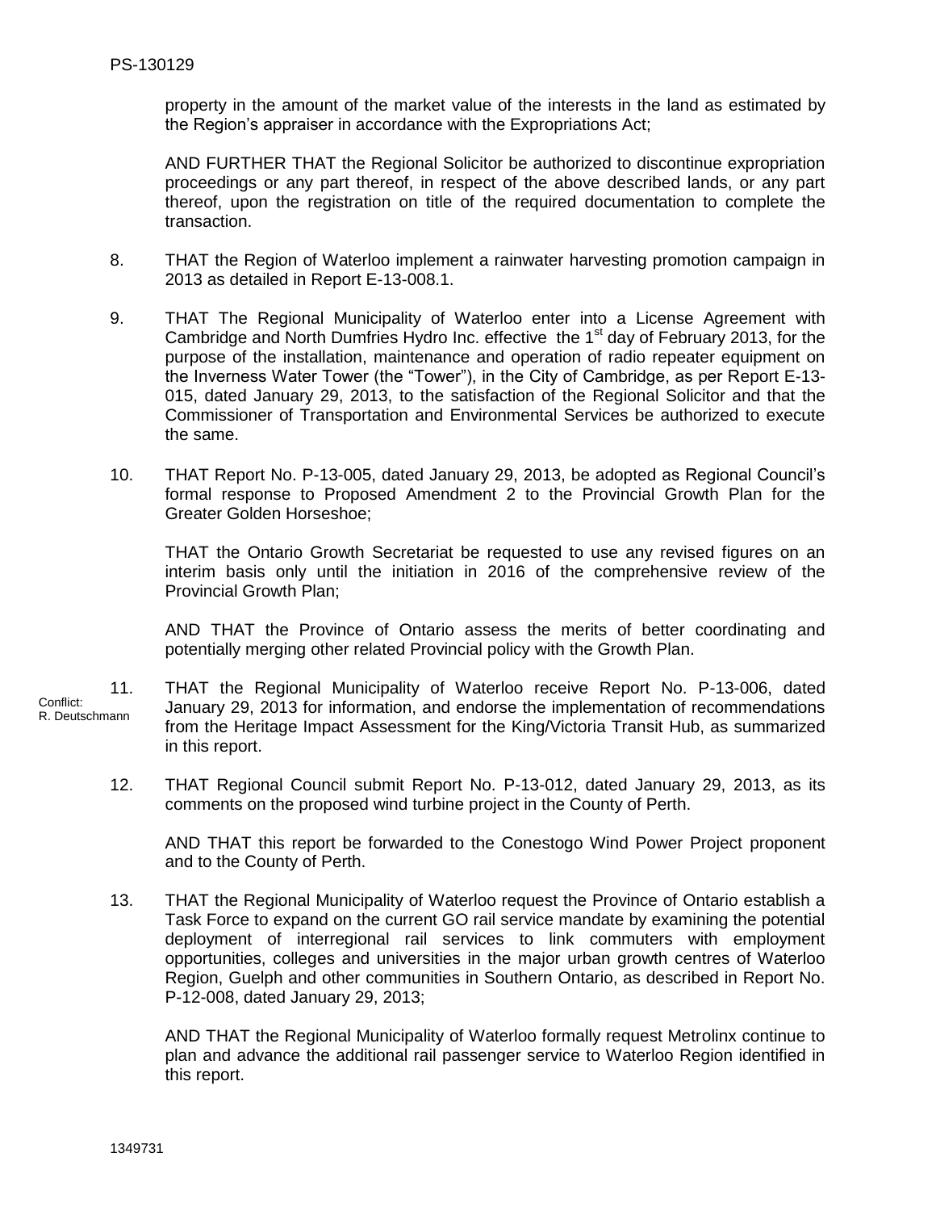property in the amount of the market value of the interests in the land as estimated by the Region's appraiser in accordance with the Expropriations Act;

AND FURTHER THAT the Regional Solicitor be authorized to discontinue expropriation proceedings or any part thereof, in respect of the above described lands, or any part thereof, upon the registration on title of the required documentation to complete the transaction.

8. THAT the Region of Waterloo implement a rainwater harvesting promotion campaign in 2013 as detailed in Report E-13-008.1.

9. THAT The Regional Municipality of Waterloo enter into a License Agreement with Cambridge and North Dumfries Hydro Inc. effective the 1st day of February 2013, for the purpose of the installation, maintenance and operation of radio repeater equipment on the Inverness Water Tower (the "Tower"), in the City of Cambridge, as per Report E-13-015, dated January 29, 2013, to the satisfaction of the Regional Solicitor and that the Commissioner of Transportation and Environmental Services be authorized to execute the same.

10. THAT Report No. P-13-005, dated January 29, 2013, be adopted as Regional Council's formal response to Proposed Amendment 2 to the Provincial Growth Plan for the Greater Golden Horseshoe;

    THAT the Ontario Growth Secretariat be requested to use any revised figures on an interim basis only until the initiation in 2016 of the comprehensive review of the Provincial Growth Plan;

    AND THAT the Province of Ontario assess the merits of better coordinating and potentially merging other related Provincial policy with the Growth Plan.

Conflict: R. Deutschmann

11. THAT the Regional Municipality of Waterloo receive Report No. P-13-006, dated January 29, 2013 for information, and endorse the implementation of recommendations from the Heritage Impact Assessment for the King/Victoria Transit Hub, as summarized in this report.

12. THAT Regional Council submit Report No. P-13-012, dated January 29, 2013, as its comments on the proposed wind turbine project in the County of Perth.

    AND THAT this report be forwarded to the Conestogo Wind Power Project proponent and to the County of Perth.

13. THAT the Regional Municipality of Waterloo request the Province of Ontario establish a Task Force to expand on the current GO rail service mandate by examining the potential deployment of interregional rail services to link commuters with employment opportunities, colleges and universities in the major urban growth centres of Waterloo Region, Guelph and other communities in Southern Ontario, as described in Report No. P-12-008, dated January 29, 2013;

    AND THAT the Regional Municipality of Waterloo formally request Metrolinx continue to plan and advance the additional rail passenger service to Waterloo Region identified in this report.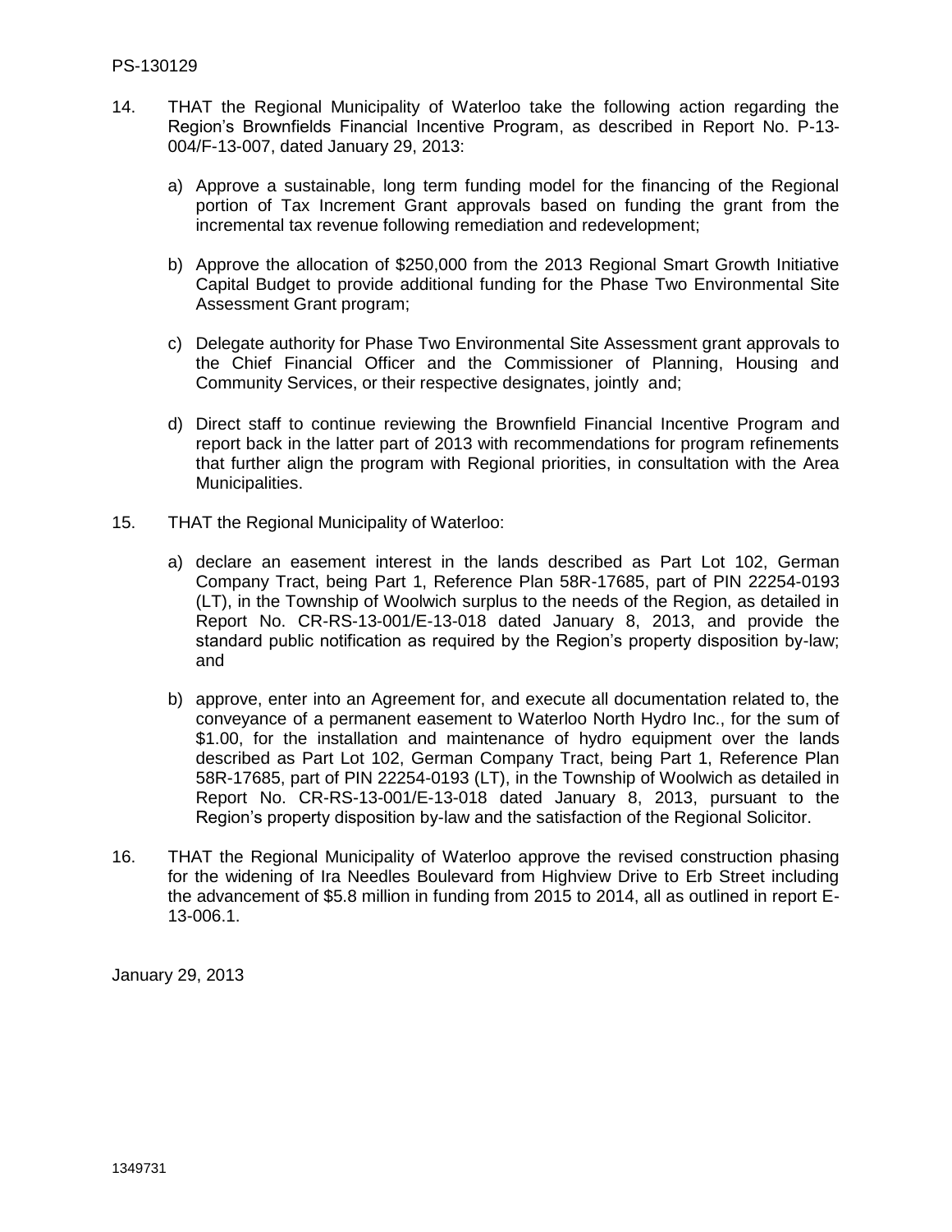14. THAT the Regional Municipality of Waterloo take the following action regarding the Region's Brownfields Financial Incentive Program, as described in Report No. P-13-004/F-13-007, dated January 29, 2013:

    a) Approve a sustainable, long term funding model for the financing of the Regional portion of Tax Increment Grant approvals based on funding the grant from the incremental tax revenue following remediation and redevelopment;

    b) Approve the allocation of $250,000 from the 2013 Regional Smart Growth Initiative Capital Budget to provide additional funding for the Phase Two Environmental Site Assessment Grant program;

    c) Delegate authority for Phase Two Environmental Site Assessment grant approvals to the Chief Financial Officer and the Commissioner of Planning, Housing and Community Services, or their respective designates, jointly and;

    d) Direct staff to continue reviewing the Brownfield Financial Incentive Program and report back in the latter part of 2013 with recommendations for program refinements that further align the program with Regional priorities, in consultation with the Area Municipalities.

15. THAT the Regional Municipality of Waterloo:

    a) declare an easement interest in the lands described as Part Lot 102, German Company Tract, being Part 1, Reference Plan 58R-17685, part of PIN 22254-0193 (LT), in the Township of Woolwich surplus to the needs of the Region, as detailed in Report No. CR-RS-13-001/E-13-018 dated January 8, 2013, and provide the standard public notification as required by the Region's property disposition by-law; and

    b) approve, enter into an Agreement for, and execute all documentation related to, the conveyance of a permanent easement to Waterloo North Hydro Inc., for the sum of $1.00, for the installation and maintenance of hydro equipment over the lands described as Part Lot 102, German Company Tract, being Part 1, Reference Plan 58R-17685, part of PIN 22254-0193 (LT), in the Township of Woolwich as detailed in Report No. CR-RS-13-001/E-13-018 dated January 8, 2013, pursuant to the Region's property disposition by-law and the satisfaction of the Regional Solicitor.

16. THAT the Regional Municipality of Waterloo approve the revised construction phasing for the widening of Ira Needles Boulevard from Highview Drive to Erb Street including the advancement of $5.8 million in funding from 2015 to 2014, all as outlined in report E-13-006.1.

January 29, 2013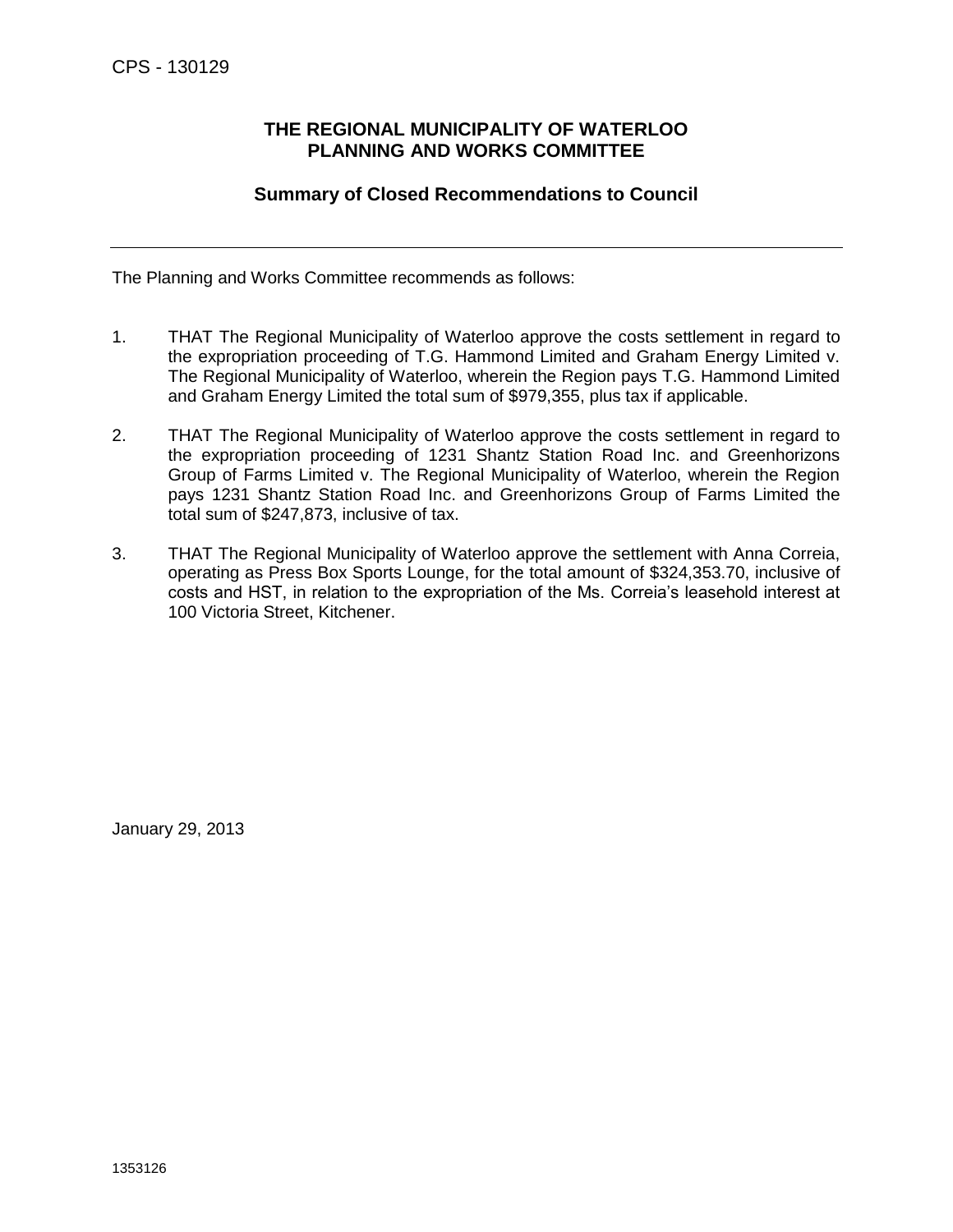CPS - 130129

**THE REGIONAL MUNICIPALITY OF WATERLOO**
**PLANNING AND WORKS COMMITTEE**

**Summary of Closed Recommendations to Council**

---

The Planning and Works Committee recommends as follows:

1. THAT The Regional Municipality of Waterloo approve the costs settlement in regard to the expropriation proceeding of T.G. Hammond Limited and Graham Energy Limited v. The Regional Municipality of Waterloo, wherein the Region pays T.G. Hammond Limited and Graham Energy Limited the total sum of $979,355, plus tax if applicable.

2. THAT The Regional Municipality of Waterloo approve the costs settlement in regard to the expropriation proceeding of 1231 Shantz Station Road Inc. and Greenhorizons Group of Farms Limited v. The Regional Municipality of Waterloo, wherein the Region pays 1231 Shantz Station Road Inc. and Greenhorizons Group of Farms Limited the total sum of $247,873, inclusive of tax.

3. THAT The Regional Municipality of Waterloo approve the settlement with Anna Correia, operating as Press Box Sports Lounge, for the total amount of $324,353.70, inclusive of costs and HST, in relation to the expropriation of the Ms. Correia's leasehold interest at 100 Victoria Street, Kitchener.

January 29, 2013

1353126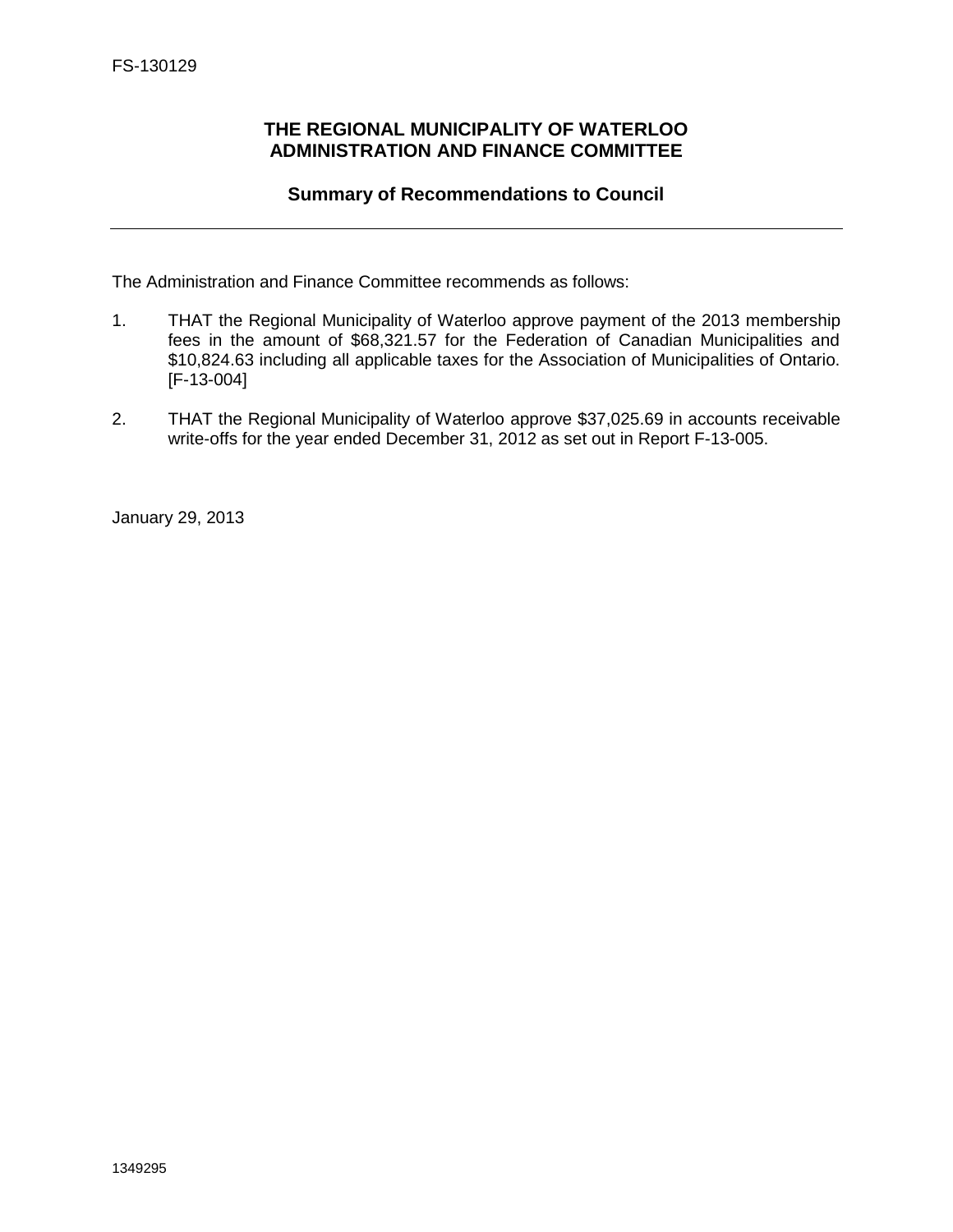FS-130129

## THE REGIONAL MUNICIPALITY OF WATERLOO
## ADMINISTRATION AND FINANCE COMMITTEE

### Summary of Recommendations to Council

---

The Administration and Finance Committee recommends as follows:

1. THAT the Regional Municipality of Waterloo approve payment of the 2013 membership fees in the amount of $68,321.57 for the Federation of Canadian Municipalities and $10,824.63 including all applicable taxes for the Association of Municipalities of Ontario. [F-13-004]

2. THAT the Regional Municipality of Waterloo approve $37,025.69 in accounts receivable write-offs for the year ended December 31, 2012 as set out in Report F-13-005.

January 29, 2013

1349295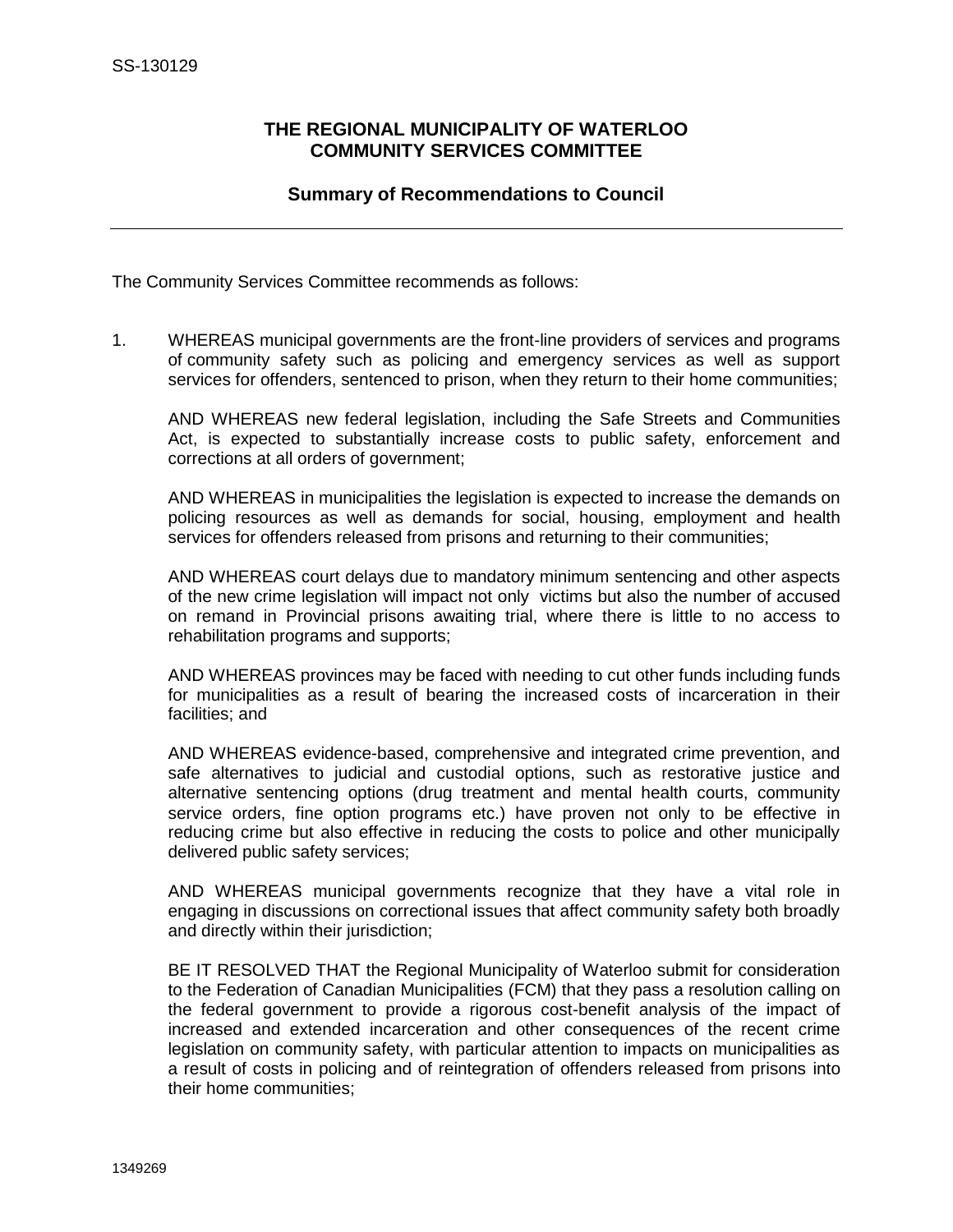SS-130129

**THE REGIONAL MUNICIPALITY OF WATERLOO**
**COMMUNITY SERVICES COMMITTEE**

**Summary of Recommendations to Council**

---

The Community Services Committee recommends as follows:

1. WHEREAS municipal governments are the front-line providers of services and programs of community safety such as policing and emergency services as well as support services for offenders, sentenced to prison, when they return to their home communities;

   AND WHEREAS new federal legislation, including the Safe Streets and Communities Act, is expected to substantially increase costs to public safety, enforcement and corrections at all orders of government;

   AND WHEREAS in municipalities the legislation is expected to increase the demands on policing resources as well as demands for social, housing, employment and health services for offenders released from prisons and returning to their communities;

   AND WHEREAS court delays due to mandatory minimum sentencing and other aspects of the new crime legislation will impact not only victims but also the number of accused on remand in Provincial prisons awaiting trial, where there is little to no access to rehabilitation programs and supports;

   AND WHEREAS provinces may be faced with needing to cut other funds including funds for municipalities as a result of bearing the increased costs of incarceration in their facilities; and

   AND WHEREAS evidence-based, comprehensive and integrated crime prevention, and safe alternatives to judicial and custodial options, such as restorative justice and alternative sentencing options (drug treatment and mental health courts, community service orders, fine option programs etc.) have proven not only to be effective in reducing crime but also effective in reducing the costs to police and other municipally delivered public safety services;

   AND WHEREAS municipal governments recognize that they have a vital role in engaging in discussions on correctional issues that affect community safety both broadly and directly within their jurisdiction;

   BE IT RESOLVED THAT the Regional Municipality of Waterloo submit for consideration to the Federation of Canadian Municipalities (FCM) that they pass a resolution calling on the federal government to provide a rigorous cost-benefit analysis of the impact of increased and extended incarceration and other consequences of the recent crime legislation on community safety, with particular attention to impacts on municipalities as a result of costs in policing and of reintegration of offenders released from prisons into their home communities;

1349269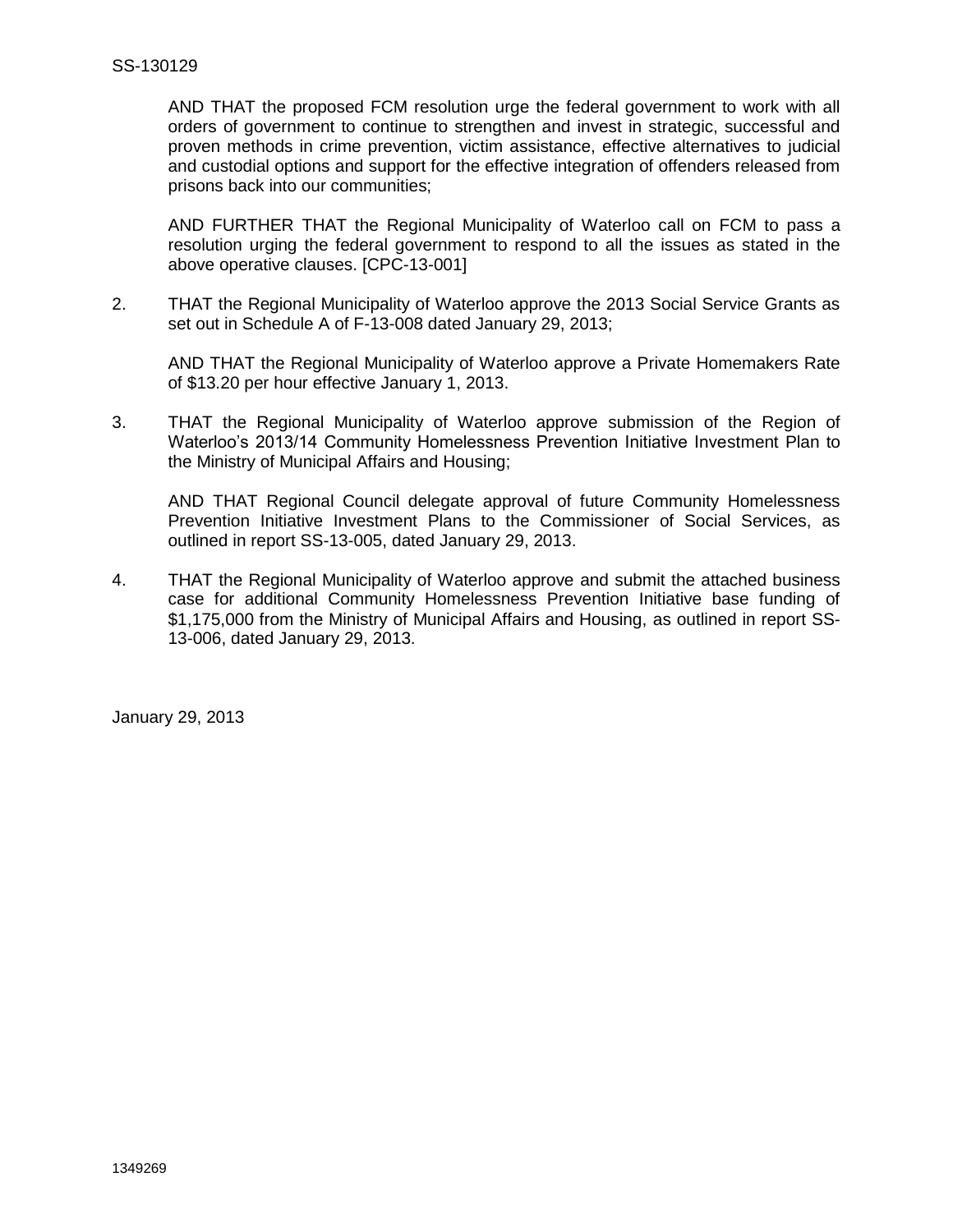AND THAT the proposed FCM resolution urge the federal government to work with all orders of government to continue to strengthen and invest in strategic, successful and proven methods in crime prevention, victim assistance, effective alternatives to judicial and custodial options and support for the effective integration of offenders released from prisons back into our communities;

AND FURTHER THAT the Regional Municipality of Waterloo call on FCM to pass a resolution urging the federal government to respond to all the issues as stated in the above operative clauses. [CPC-13-001]

2. THAT the Regional Municipality of Waterloo approve the 2013 Social Service Grants as set out in Schedule A of F-13-008 dated January 29, 2013;

   AND THAT the Regional Municipality of Waterloo approve a Private Homemakers Rate of $13.20 per hour effective January 1, 2013.

3. THAT the Regional Municipality of Waterloo approve submission of the Region of Waterloo's 2013/14 Community Homelessness Prevention Initiative Investment Plan to the Ministry of Municipal Affairs and Housing;

   AND THAT Regional Council delegate approval of future Community Homelessness Prevention Initiative Investment Plans to the Commissioner of Social Services, as outlined in report SS-13-005, dated January 29, 2013.

4. THAT the Regional Municipality of Waterloo approve and submit the attached business case for additional Community Homelessness Prevention Initiative base funding of $1,175,000 from the Ministry of Municipal Affairs and Housing, as outlined in report SS-13-006, dated January 29, 2013.

January 29, 2013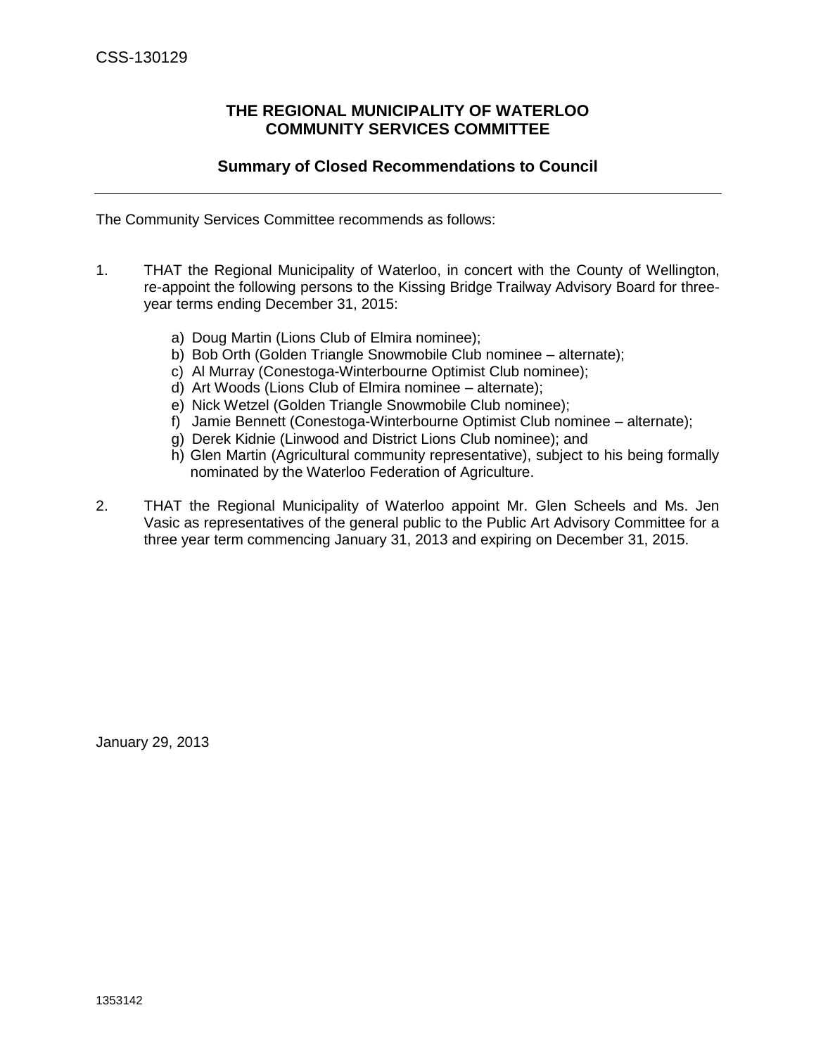CSS-130129

**THE REGIONAL MUNICIPALITY OF WATERLOO**
**COMMUNITY SERVICES COMMITTEE**

**Summary of Closed Recommendations to Council**

---

The Community Services Committee recommends as follows:

1. THAT the Regional Municipality of Waterloo, in concert with the County of Wellington, re-appoint the following persons to the Kissing Bridge Trailway Advisory Board for three-year terms ending December 31, 2015:

    a) Doug Martin (Lions Club of Elmira nominee);
    b) Bob Orth (Golden Triangle Snowmobile Club nominee – alternate);
    c) Al Murray (Conestoga-Winterbourne Optimist Club nominee);
    d) Art Woods (Lions Club of Elmira nominee – alternate);
    e) Nick Wetzel (Golden Triangle Snowmobile Club nominee);
    f) Jamie Bennett (Conestoga-Winterbourne Optimist Club nominee – alternate);
    g) Derek Kidnie (Linwood and District Lions Club nominee); and
    h) Glen Martin (Agricultural community representative), subject to his being formally nominated by the Waterloo Federation of Agriculture.

2. THAT the Regional Municipality of Waterloo appoint Mr. Glen Scheels and Ms. Jen Vasic as representatives of the general public to the Public Art Advisory Committee for a three year term commencing January 31, 2013 and expiring on December 31, 2015.

January 29, 2013

1353142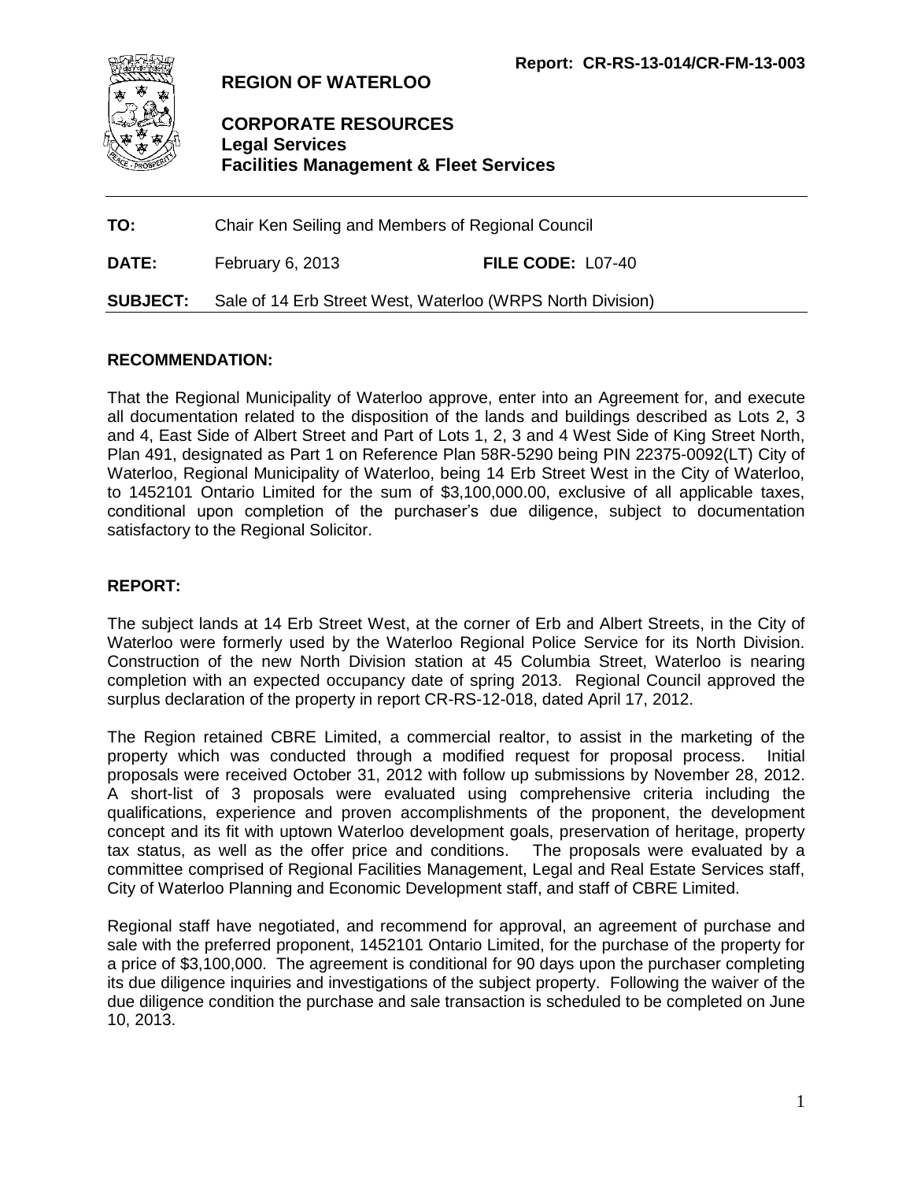**Report: CR-RS-13-014/CR-FM-13-003**

# REGION OF WATERLOO

## CORPORATE RESOURCES
### Legal Services
### Facilities Management & Fleet Services

---

**TO:** Chair Ken Seiling and Members of Regional Council

**DATE:** February 6, 2013 **FILE CODE:** L07-40

**SUBJECT:** Sale of 14 Erb Street West, Waterloo (WRPS North Division)

---

## RECOMMENDATION:

That the Regional Municipality of Waterloo approve, enter into an Agreement for, and execute all documentation related to the disposition of the lands and buildings described as Lots 2, 3 and 4, East Side of Albert Street and Part of Lots 1, 2, 3 and 4 West Side of King Street North, Plan 491, designated as Part 1 on Reference Plan 58R-5290 being PIN 22375-0092(LT) City of Waterloo, Regional Municipality of Waterloo, being 14 Erb Street West in the City of Waterloo, to 1452101 Ontario Limited for the sum of $3,100,000.00, exclusive of all applicable taxes, conditional upon completion of the purchaser's due diligence, subject to documentation satisfactory to the Regional Solicitor.

## REPORT:

The subject lands at 14 Erb Street West, at the corner of Erb and Albert Streets, in the City of Waterloo were formerly used by the Waterloo Regional Police Service for its North Division. Construction of the new North Division station at 45 Columbia Street, Waterloo is nearing completion with an expected occupancy date of spring 2013. Regional Council approved the surplus declaration of the property in report CR-RS-12-018, dated April 17, 2012.

The Region retained CBRE Limited, a commercial realtor, to assist in the marketing of the property which was conducted through a modified request for proposal process. Initial proposals were received October 31, 2012 with follow up submissions by November 28, 2012. A short-list of 3 proposals were evaluated using comprehensive criteria including the qualifications, experience and proven accomplishments of the proponent, the development concept and its fit with uptown Waterloo development goals, preservation of heritage, property tax status, as well as the offer price and conditions. The proposals were evaluated by a committee comprised of Regional Facilities Management, Legal and Real Estate Services staff, City of Waterloo Planning and Economic Development staff, and staff of CBRE Limited.

Regional staff have negotiated, and recommend for approval, an agreement of purchase and sale with the preferred proponent, 1452101 Ontario Limited, for the purchase of the property for a price of $3,100,000. The agreement is conditional for 90 days upon the purchaser completing its due diligence inquiries and investigations of the subject property. Following the waiver of the due diligence condition the purchase and sale transaction is scheduled to be completed on June 10, 2013.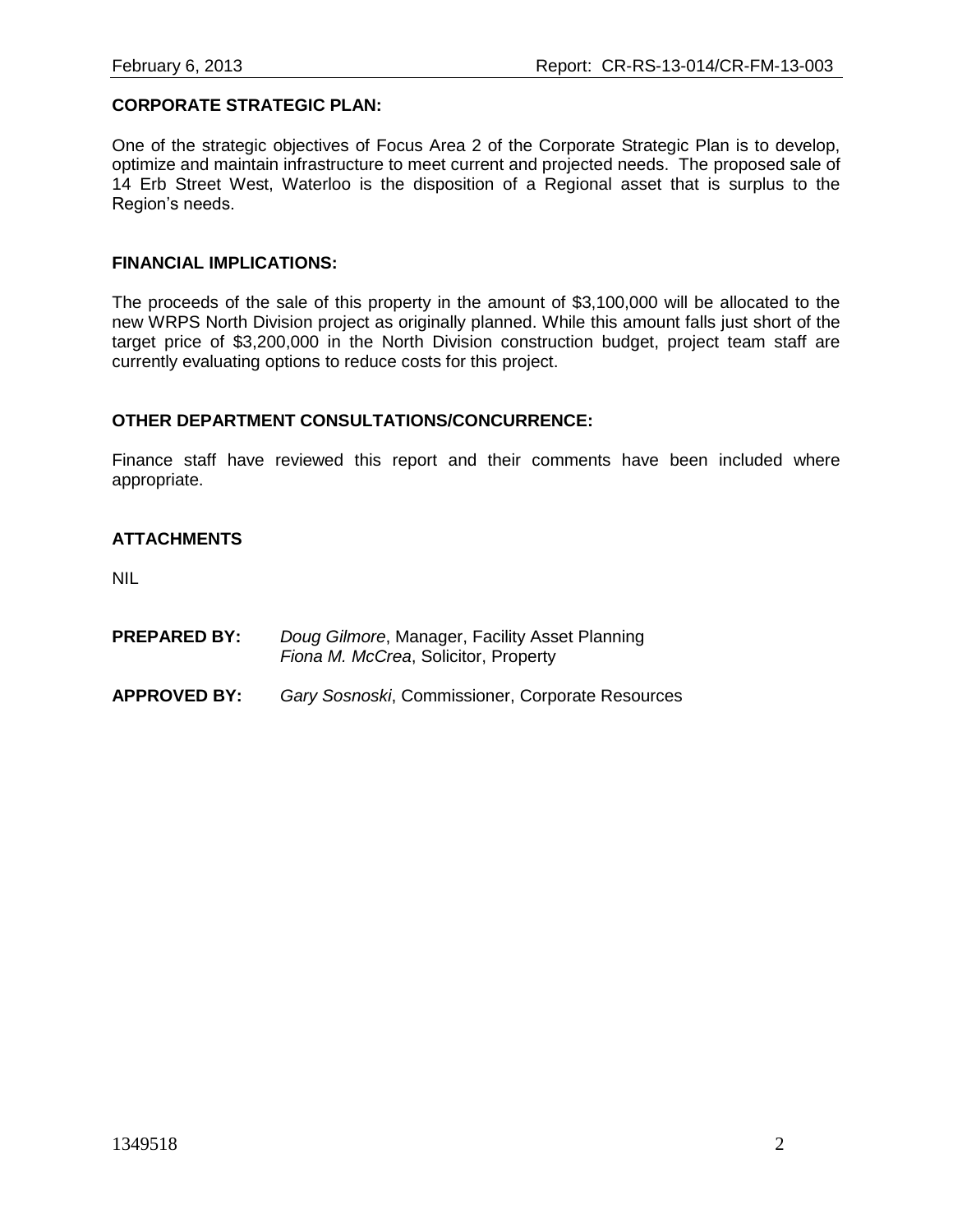**CORPORATE STRATEGIC PLAN:**

One of the strategic objectives of Focus Area 2 of the Corporate Strategic Plan is to develop, optimize and maintain infrastructure to meet current and projected needs. The proposed sale of 14 Erb Street West, Waterloo is the disposition of a Regional asset that is surplus to the Region's needs.

**FINANCIAL IMPLICATIONS:**

The proceeds of the sale of this property in the amount of $3,100,000 will be allocated to the new WRPS North Division project as originally planned. While this amount falls just short of the target price of $3,200,000 in the North Division construction budget, project team staff are currently evaluating options to reduce costs for this project.

**OTHER DEPARTMENT CONSULTATIONS/CONCURRENCE:**

Finance staff have reviewed this report and their comments have been included where appropriate.

**ATTACHMENTS**

NIL

**PREPARED BY:** *Doug Gilmore*, Manager, Facility Asset Planning
*Fiona M. McCrea*, Solicitor, Property

**APPROVED BY:** *Gary Sosnoski*, Commissioner, Corporate Resources

1349518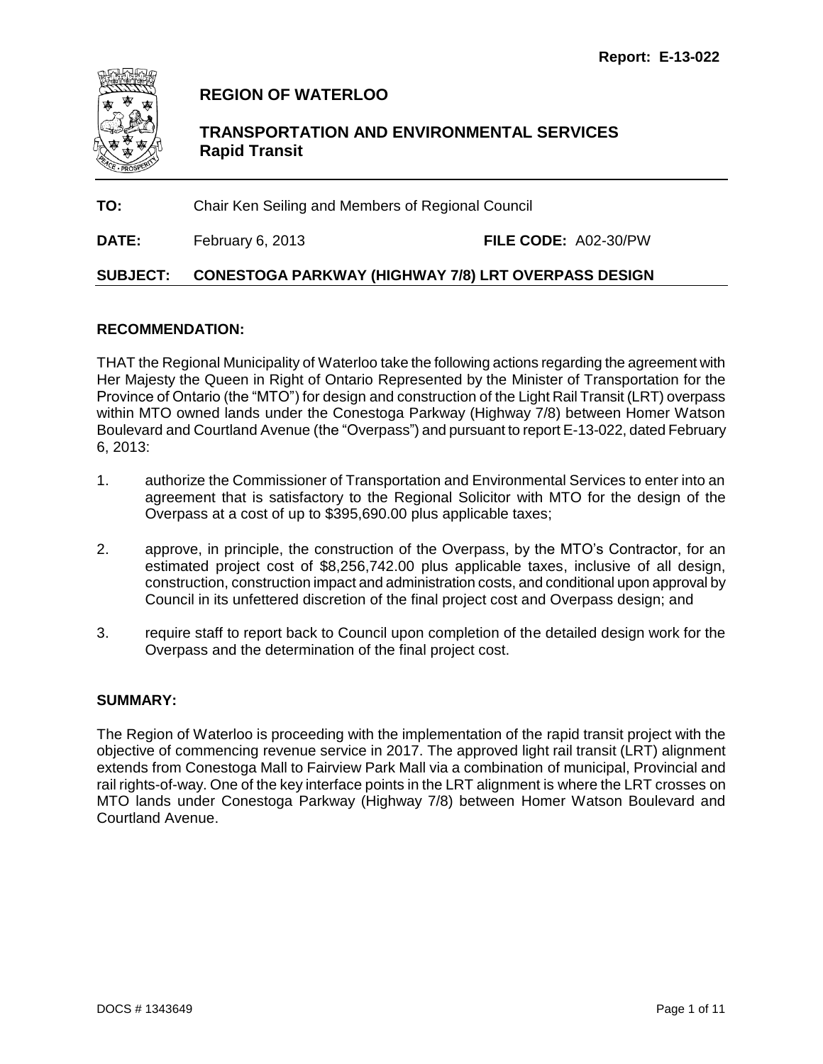Report: E-13-022

# REGION OF WATERLOO

## TRANSPORTATION AND ENVIRONMENTAL SERVICES
### Rapid Transit

**TO:** Chair Ken Seiling and Members of Regional Council

**DATE:** February 6, 2013 **FILE CODE:** A02-30/PW

**SUBJECT: CONESTOGA PARKWAY (HIGHWAY 7/8) LRT OVERPASS DESIGN**

**RECOMMENDATION:**

THAT the Regional Municipality of Waterloo take the following actions regarding the agreement with Her Majesty the Queen in Right of Ontario Represented by the Minister of Transportation for the Province of Ontario (the "MTO") for design and construction of the Light Rail Transit (LRT) overpass within MTO owned lands under the Conestoga Parkway (Highway 7/8) between Homer Watson Boulevard and Courtland Avenue (the "Overpass") and pursuant to report E-13-022, dated February 6, 2013:

1. authorize the Commissioner of Transportation and Environmental Services to enter into an agreement that is satisfactory to the Regional Solicitor with MTO for the design of the Overpass at a cost of up to $395,690.00 plus applicable taxes;

2. approve, in principle, the construction of the Overpass, by the MTO's Contractor, for an estimated project cost of $8,256,742.00 plus applicable taxes, inclusive of all design, construction, construction impact and administration costs, and conditional upon approval by Council in its unfettered discretion of the final project cost and Overpass design; and

3. require staff to report back to Council upon completion of the detailed design work for the Overpass and the determination of the final project cost.

**SUMMARY:**

The Region of Waterloo is proceeding with the implementation of the rapid transit project with the objective of commencing revenue service in 2017. The approved light rail transit (LRT) alignment extends from Conestoga Mall to Fairview Park Mall via a combination of municipal, Provincial and rail rights-of-way. One of the key interface points in the LRT alignment is where the LRT crosses on MTO lands under Conestoga Parkway (Highway 7/8) between Homer Watson Boulevard and Courtland Avenue.

DOCS # 1343649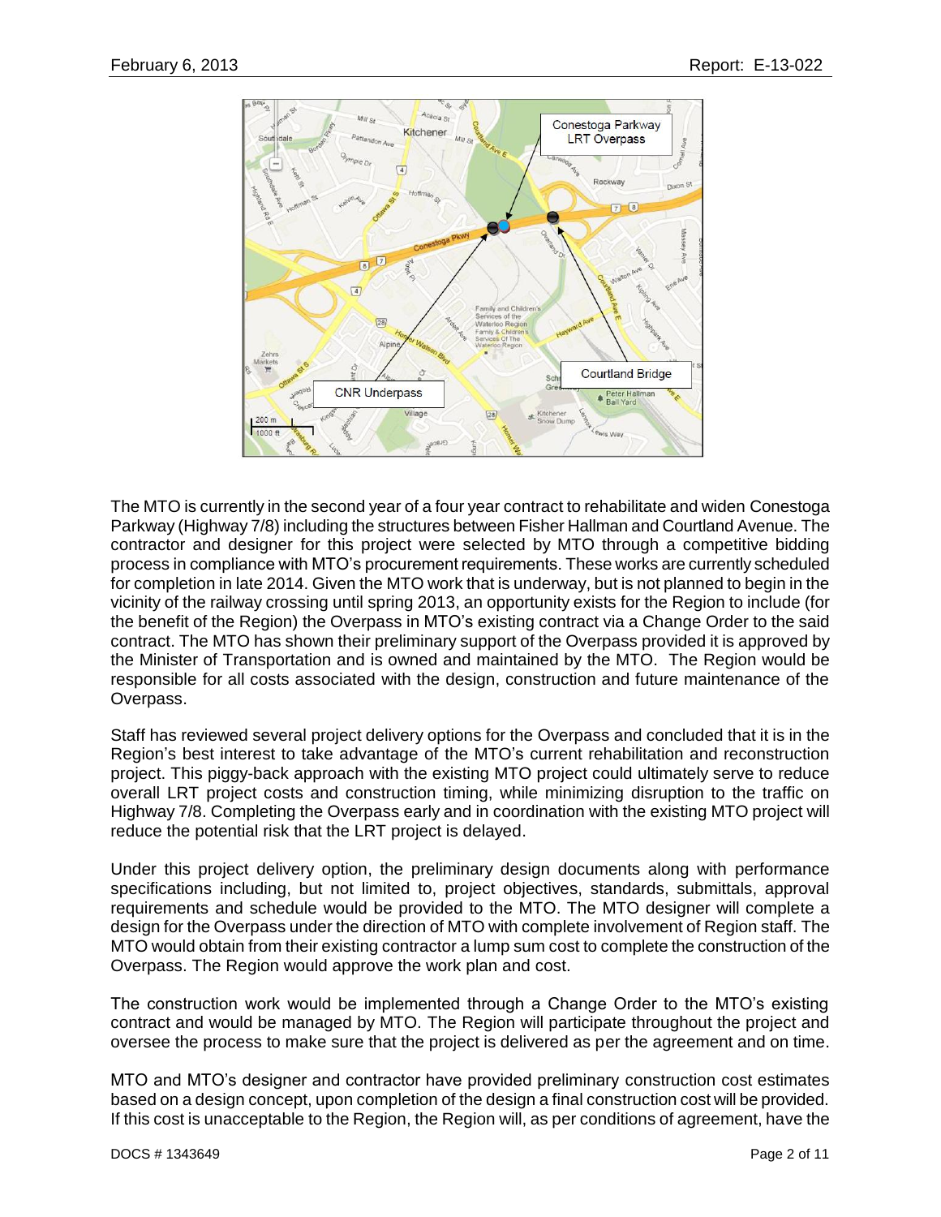The MTO is currently in the second year of a four year contract to rehabilitate and widen Conestoga Parkway (Highway 7/8) including the structures between Fisher Hallman and Courtland Avenue. The contractor and designer for this project were selected by MTO through a competitive bidding process in compliance with MTO's procurement requirements. These works are currently scheduled for completion in late 2014. Given the MTO work that is underway, but is not planned to begin in the vicinity of the railway crossing until spring 2013, an opportunity exists for the Region to include (for the benefit of the Region) the Overpass in MTO's existing contract via a Change Order to the said contract. The MTO has shown their preliminary support of the Overpass provided it is approved by the Minister of Transportation and is owned and maintained by the MTO. The Region would be responsible for all costs associated with the design, construction and future maintenance of the Overpass.

Staff has reviewed several project delivery options for the Overpass and concluded that it is in the Region's best interest to take advantage of the MTO's current rehabilitation and reconstruction project. This piggy-back approach with the existing MTO project could ultimately serve to reduce overall LRT project costs and construction timing, while minimizing disruption to the traffic on Highway 7/8. Completing the Overpass early and in coordination with the existing MTO project will reduce the potential risk that the LRT project is delayed.

Under this project delivery option, the preliminary design documents along with performance specifications including, but not limited to, project objectives, standards, submittals, approval requirements and schedule would be provided to the MTO. The MTO designer will complete a design for the Overpass under the direction of MTO with complete involvement of Region staff. The MTO would obtain from their existing contractor a lump sum cost to complete the construction of the Overpass. The Region would approve the work plan and cost.

The construction work would be implemented through a Change Order to the MTO's existing contract and would be managed by MTO. The Region will participate throughout the project and oversee the process to make sure that the project is delivered as per the agreement and on time.

MTO and MTO's designer and contractor have provided preliminary construction cost estimates based on a design concept, upon completion of the design a final construction cost will be provided. If this cost is unacceptable to the Region, the Region will, as per conditions of agreement, have the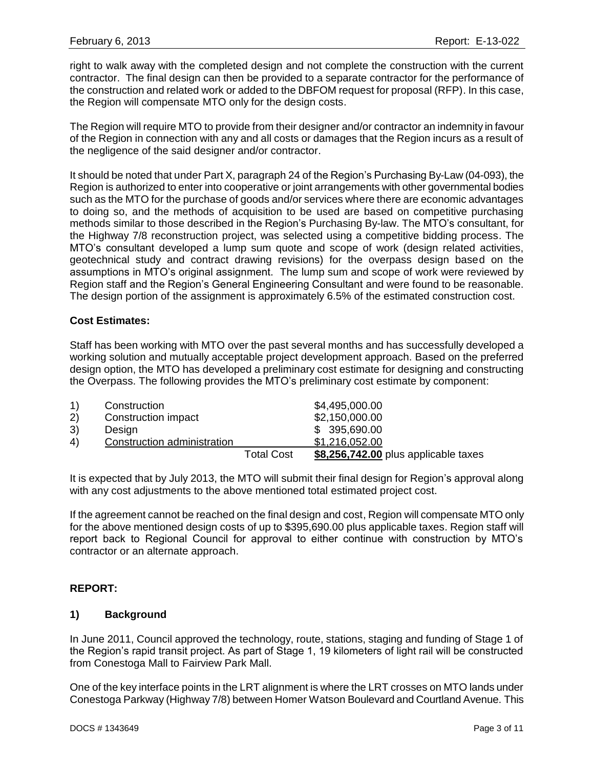right to walk away with the completed design and not complete the construction with the current contractor. The final design can then be provided to a separate contractor for the performance of the construction and related work or added to the DBFOM request for proposal (RFP). In this case, the Region will compensate MTO only for the design costs.

The Region will require MTO to provide from their designer and/or contractor an indemnity in favour of the Region in connection with any and all costs or damages that the Region incurs as a result of the negligence of the said designer and/or contractor.

It should be noted that under Part X, paragraph 24 of the Region's Purchasing By-Law (04-093), the Region is authorized to enter into cooperative or joint arrangements with other governmental bodies such as the MTO for the purchase of goods and/or services where there are economic advantages to doing so, and the methods of acquisition to be used are based on competitive purchasing methods similar to those described in the Region's Purchasing By-law. The MTO's consultant, for the Highway 7/8 reconstruction project, was selected using a competitive bidding process. The MTO's consultant developed a lump sum quote and scope of work (design related activities, geotechnical study and contract drawing revisions) for the overpass design based on the assumptions in MTO's original assignment. The lump sum and scope of work were reviewed by Region staff and the Region's General Engineering Consultant and were found to be reasonable. The design portion of the assignment is approximately 6.5% of the estimated construction cost.

**Cost Estimates:**

Staff has been working with MTO over the past several months and has successfully developed a working solution and mutually acceptable project development approach. Based on the preferred design option, the MTO has developed a preliminary cost estimate for designing and constructing the Overpass. The following provides the MTO's preliminary cost estimate by component:

| | | | |
|---|---|---|---|
| 1) | Construction | | $4,495,000.00 |
| 2) | Construction impact | | $2,150,000.00 |
| 3) | Design | | $ 395,690.00 |
| 4) | Construction administration | | $1,216,052.00 |
| | | Total Cost | **$8,256,742.00** plus applicable taxes |

It is expected that by July 2013, the MTO will submit their final design for Region's approval along with any cost adjustments to the above mentioned total estimated project cost.

If the agreement cannot be reached on the final design and cost, Region will compensate MTO only for the above mentioned design costs of up to $395,690.00 plus applicable taxes. Region staff will report back to Regional Council for approval to either continue with construction by MTO's contractor or an alternate approach.

## REPORT:

### 1) Background

In June 2011, Council approved the technology, route, stations, staging and funding of Stage 1 of the Region's rapid transit project. As part of Stage 1, 19 kilometers of light rail will be constructed from Conestoga Mall to Fairview Park Mall.

One of the key interface points in the LRT alignment is where the LRT crosses on MTO lands under Conestoga Parkway (Highway 7/8) between Homer Watson Boulevard and Courtland Avenue. This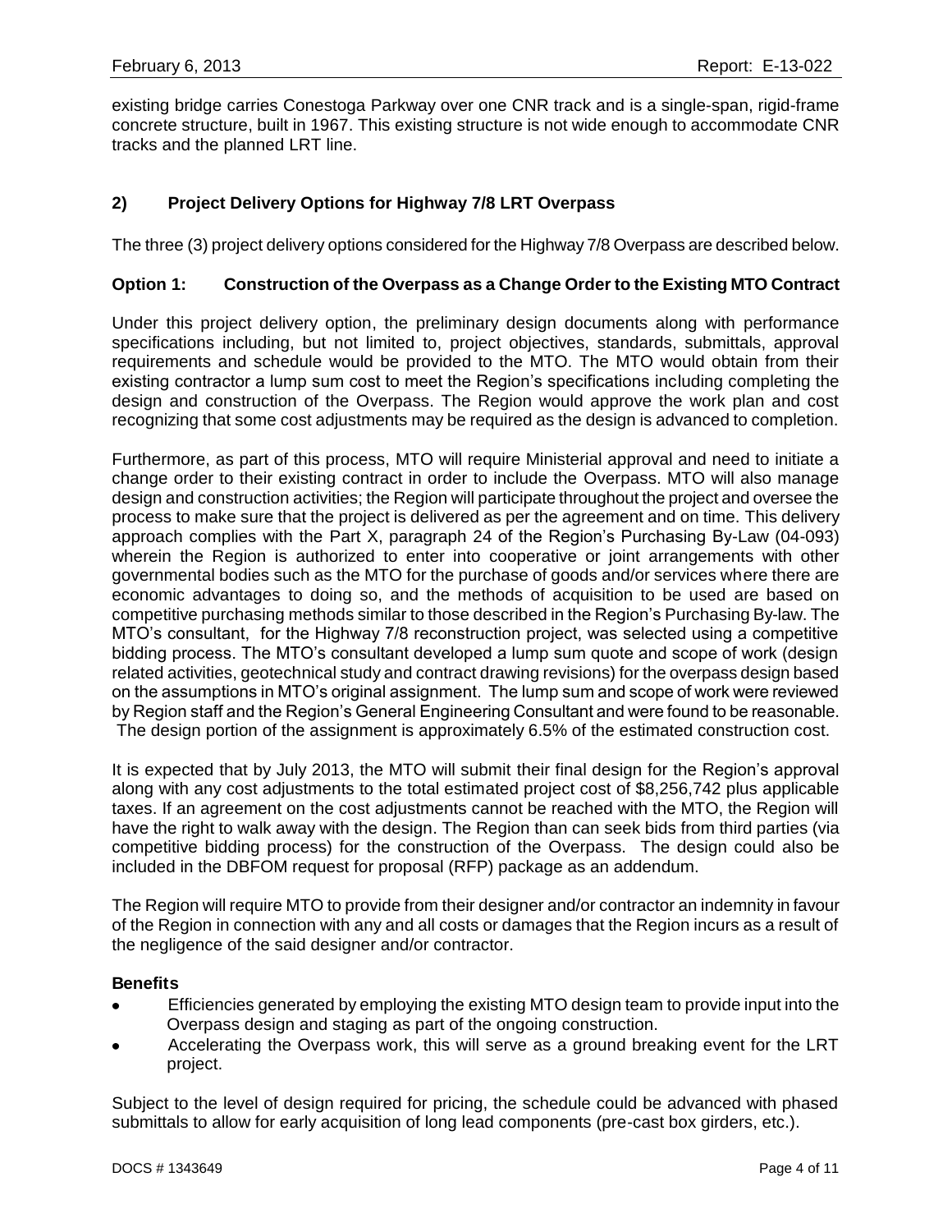existing bridge carries Conestoga Parkway over one CNR track and is a single-span, rigid-frame concrete structure, built in 1967. This existing structure is not wide enough to accommodate CNR tracks and the planned LRT line.

## 2) Project Delivery Options for Highway 7/8 LRT Overpass

The three (3) project delivery options considered for the Highway 7/8 Overpass are described below.

### Option 1: Construction of the Overpass as a Change Order to the Existing MTO Contract

Under this project delivery option, the preliminary design documents along with performance specifications including, but not limited to, project objectives, standards, submittals, approval requirements and schedule would be provided to the MTO. The MTO would obtain from their existing contractor a lump sum cost to meet the Region's specifications including completing the design and construction of the Overpass. The Region would approve the work plan and cost recognizing that some cost adjustments may be required as the design is advanced to completion.

Furthermore, as part of this process, MTO will require Ministerial approval and need to initiate a change order to their existing contract in order to include the Overpass. MTO will also manage design and construction activities; the Region will participate throughout the project and oversee the process to make sure that the project is delivered as per the agreement and on time. This delivery approach complies with the Part X, paragraph 24 of the Region's Purchasing By-Law (04-093) wherein the Region is authorized to enter into cooperative or joint arrangements with other governmental bodies such as the MTO for the purchase of goods and/or services where there are economic advantages to doing so, and the methods of acquisition to be used are based on competitive purchasing methods similar to those described in the Region's Purchasing By-law. The MTO's consultant, for the Highway 7/8 reconstruction project, was selected using a competitive bidding process. The MTO's consultant developed a lump sum quote and scope of work (design related activities, geotechnical study and contract drawing revisions) for the overpass design based on the assumptions in MTO's original assignment. The lump sum and scope of work were reviewed by Region staff and the Region's General Engineering Consultant and were found to be reasonable. The design portion of the assignment is approximately 6.5% of the estimated construction cost.

It is expected that by July 2013, the MTO will submit their final design for the Region's approval along with any cost adjustments to the total estimated project cost of $8,256,742 plus applicable taxes. If an agreement on the cost adjustments cannot be reached with the MTO, the Region will have the right to walk away with the design. The Region than can seek bids from third parties (via competitive bidding process) for the construction of the Overpass. The design could also be included in the DBFOM request for proposal (RFP) package as an addendum.

The Region will require MTO to provide from their designer and/or contractor an indemnity in favour of the Region in connection with any and all costs or damages that the Region incurs as a result of the negligence of the said designer and/or contractor.

**Benefits**

- Efficiencies generated by employing the existing MTO design team to provide input into the Overpass design and staging as part of the ongoing construction.
- Accelerating the Overpass work, this will serve as a ground breaking event for the LRT project.

Subject to the level of design required for pricing, the schedule could be advanced with phased submittals to allow for early acquisition of long lead components (pre-cast box girders, etc.).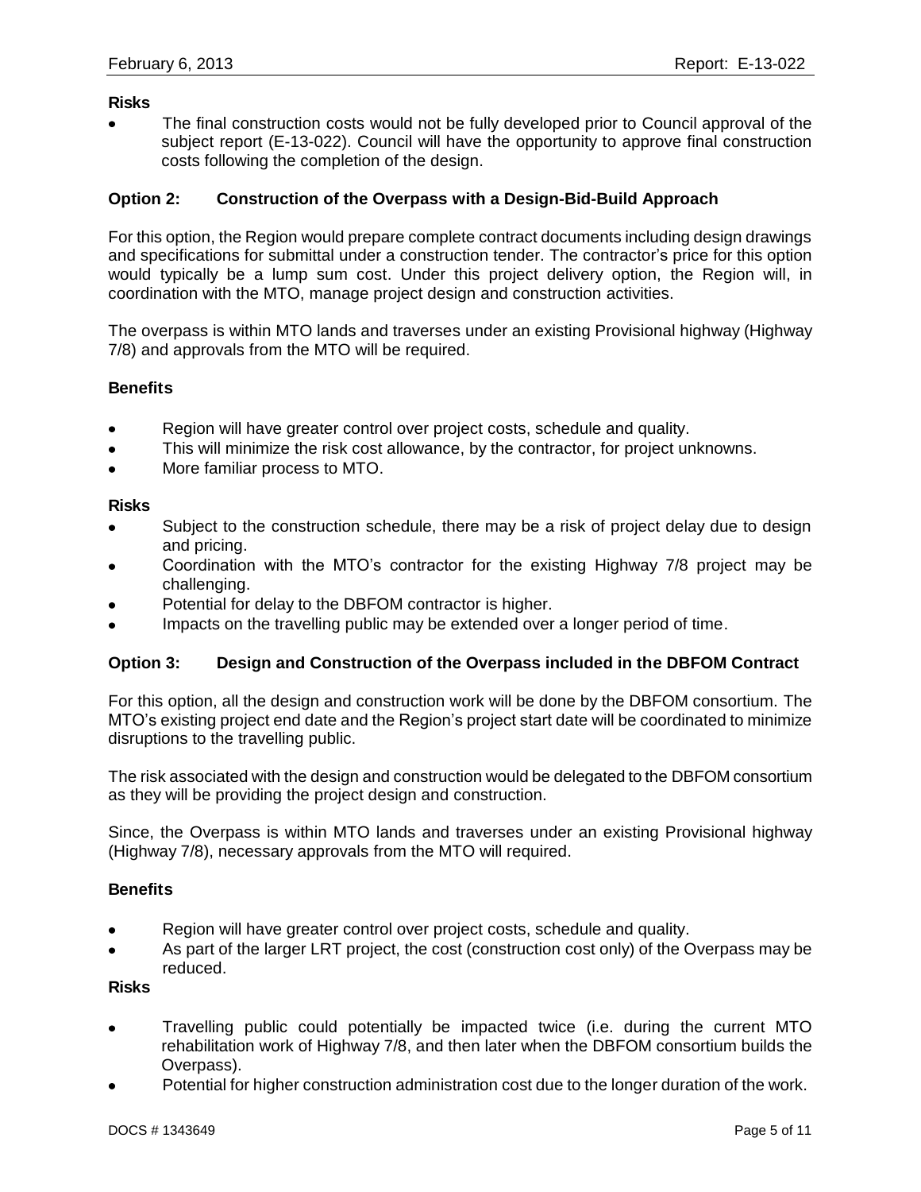**Risks**

- The final construction costs would not be fully developed prior to Council approval of the subject report (E-13-022). Council will have the opportunity to approve final construction costs following the completion of the design.

### Option 2: Construction of the Overpass with a Design-Bid-Build Approach

For this option, the Region would prepare complete contract documents including design drawings and specifications for submittal under a construction tender. The contractor's price for this option would typically be a lump sum cost. Under this project delivery option, the Region will, in coordination with the MTO, manage project design and construction activities.

The overpass is within MTO lands and traverses under an existing Provisional highway (Highway 7/8) and approvals from the MTO will be required.

**Benefits**

- Region will have greater control over project costs, schedule and quality.
- This will minimize the risk cost allowance, by the contractor, for project unknowns.
- More familiar process to MTO.

**Risks**

- Subject to the construction schedule, there may be a risk of project delay due to design and pricing.
- Coordination with the MTO's contractor for the existing Highway 7/8 project may be challenging.
- Potential for delay to the DBFOM contractor is higher.
- Impacts on the travelling public may be extended over a longer period of time.

### Option 3: Design and Construction of the Overpass included in the DBFOM Contract

For this option, all the design and construction work will be done by the DBFOM consortium. The MTO's existing project end date and the Region's project start date will be coordinated to minimize disruptions to the travelling public.

The risk associated with the design and construction would be delegated to the DBFOM consortium as they will be providing the project design and construction.

Since, the Overpass is within MTO lands and traverses under an existing Provisional highway (Highway 7/8), necessary approvals from the MTO will required.

**Benefits**

- Region will have greater control over project costs, schedule and quality.
- As part of the larger LRT project, the cost (construction cost only) of the Overpass may be reduced.

**Risks**

- Travelling public could potentially be impacted twice (i.e. during the current MTO rehabilitation work of Highway 7/8, and then later when the DBFOM consortium builds the Overpass).
- Potential for higher construction administration cost due to the longer duration of the work.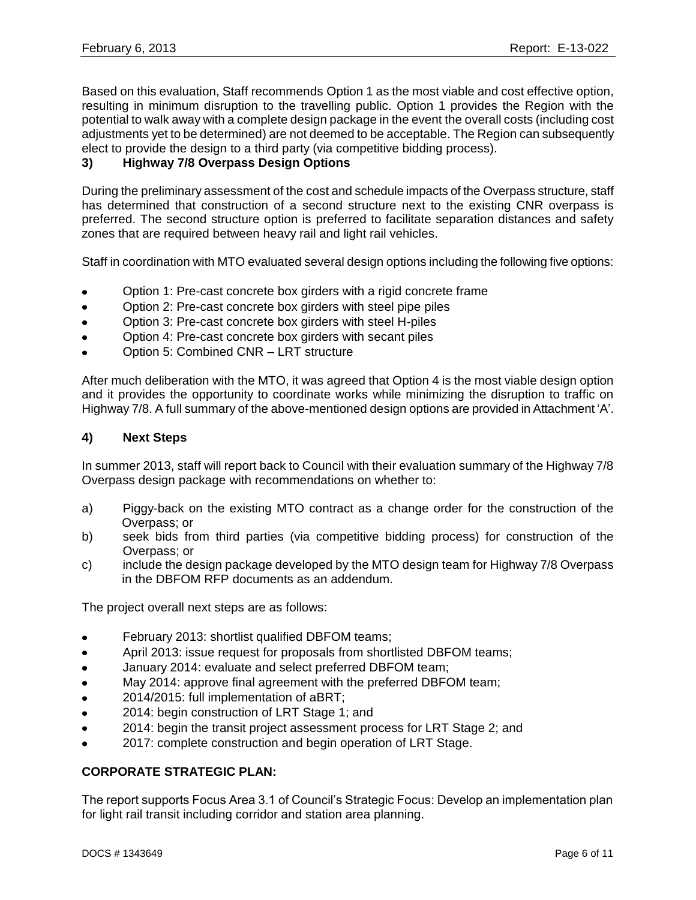Based on this evaluation, Staff recommends Option 1 as the most viable and cost effective option, resulting in minimum disruption to the travelling public. Option 1 provides the Region with the potential to walk away with a complete design package in the event the overall costs (including cost adjustments yet to be determined) are not deemed to be acceptable. The Region can subsequently elect to provide the design to a third party (via competitive bidding process).

**3) Highway 7/8 Overpass Design Options**

During the preliminary assessment of the cost and schedule impacts of the Overpass structure, staff has determined that construction of a second structure next to the existing CNR overpass is preferred. The second structure option is preferred to facilitate separation distances and safety zones that are required between heavy rail and light rail vehicles.

Staff in coordination with MTO evaluated several design options including the following five options:

- Option 1: Pre-cast concrete box girders with a rigid concrete frame
- Option 2: Pre-cast concrete box girders with steel pipe piles
- Option 3: Pre-cast concrete box girders with steel H-piles
- Option 4: Pre-cast concrete box girders with secant piles
- Option 5: Combined CNR – LRT structure

After much deliberation with the MTO, it was agreed that Option 4 is the most viable design option and it provides the opportunity to coordinate works while minimizing the disruption to traffic on Highway 7/8. A full summary of the above-mentioned design options are provided in Attachment 'A'.

**4) Next Steps**

In summer 2013, staff will report back to Council with their evaluation summary of the Highway 7/8 Overpass design package with recommendations on whether to:

a) Piggy-back on the existing MTO contract as a change order for the construction of the Overpass; or
b) seek bids from third parties (via competitive bidding process) for construction of the Overpass; or
c) include the design package developed by the MTO design team for Highway 7/8 Overpass in the DBFOM RFP documents as an addendum.

The project overall next steps are as follows:

- February 2013: shortlist qualified DBFOM teams;
- April 2013: issue request for proposals from shortlisted DBFOM teams;
- January 2014: evaluate and select preferred DBFOM team;
- May 2014: approve final agreement with the preferred DBFOM team;
- 2014/2015: full implementation of aBRT;
- 2014: begin construction of LRT Stage 1; and
- 2014: begin the transit project assessment process for LRT Stage 2; and
- 2017: complete construction and begin operation of LRT Stage.

**CORPORATE STRATEGIC PLAN:**

The report supports Focus Area 3.1 of Council's Strategic Focus: Develop an implementation plan for light rail transit including corridor and station area planning.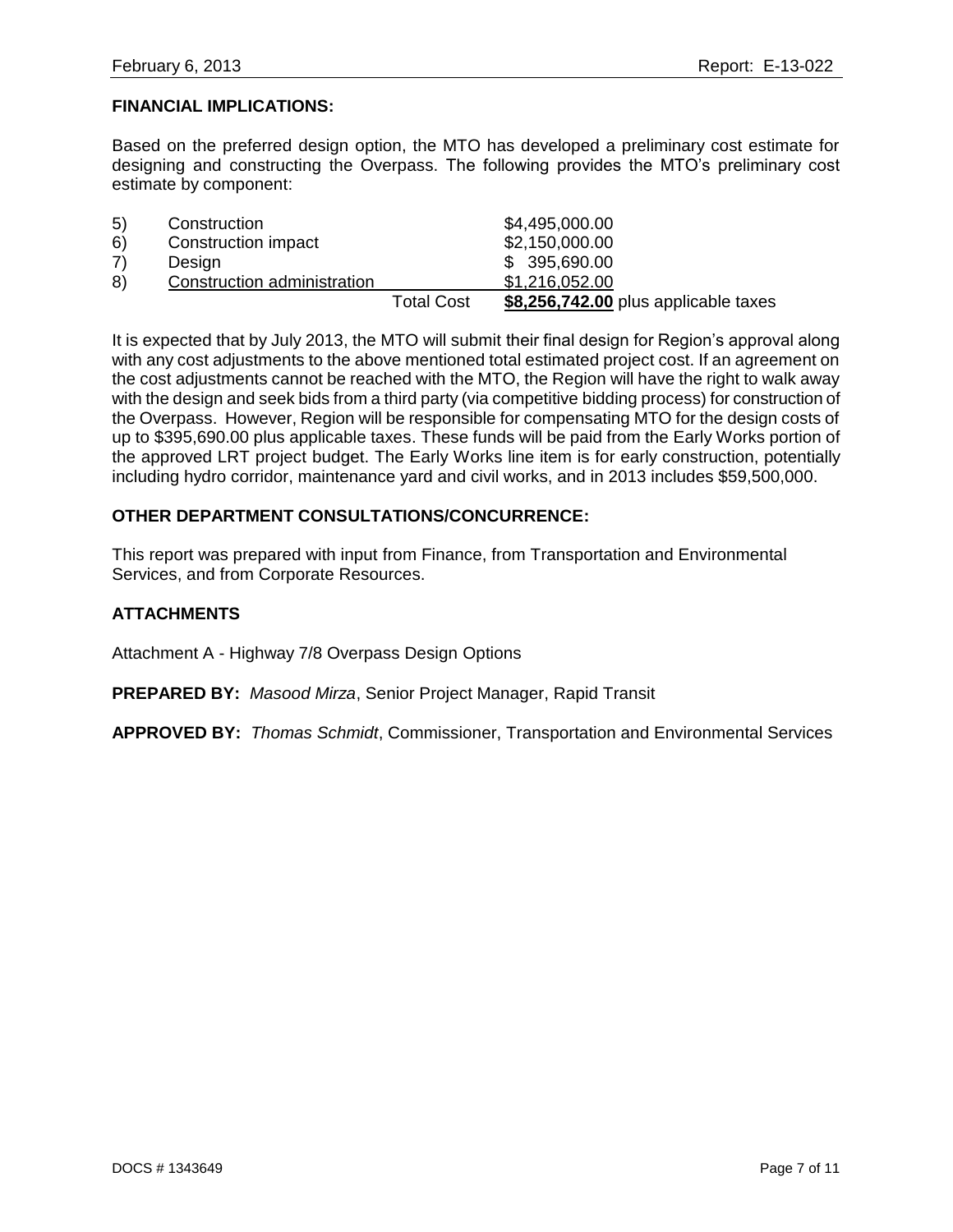## FINANCIAL IMPLICATIONS:

Based on the preferred design option, the MTO has developed a preliminary cost estimate for designing and constructing the Overpass. The following provides the MTO's preliminary cost estimate by component:

| | | | |
|---|---|---|---|
| 5) | Construction | | $4,495,000.00 |
| 6) | Construction impact | | $2,150,000.00 |
| 7) | Design | | $ 395,690.00 |
| 8) | Construction administration | | $1,216,052.00 |
| | | Total Cost | **$8,256,742.00** plus applicable taxes |

It is expected that by July 2013, the MTO will submit their final design for Region's approval along with any cost adjustments to the above mentioned total estimated project cost. If an agreement on the cost adjustments cannot be reached with the MTO, the Region will have the right to walk away with the design and seek bids from a third party (via competitive bidding process) for construction of the Overpass. However, Region will be responsible for compensating MTO for the design costs of up to $395,690.00 plus applicable taxes. These funds will be paid from the Early Works portion of the approved LRT project budget. The Early Works line item is for early construction, potentially including hydro corridor, maintenance yard and civil works, and in 2013 includes $59,500,000.

## OTHER DEPARTMENT CONSULTATIONS/CONCURRENCE:

This report was prepared with input from Finance, from Transportation and Environmental Services, and from Corporate Resources.

## ATTACHMENTS

Attachment A - Highway 7/8 Overpass Design Options

**PREPARED BY:** *Masood Mirza*, Senior Project Manager, Rapid Transit

**APPROVED BY:** *Thomas Schmidt*, Commissioner, Transportation and Environmental Services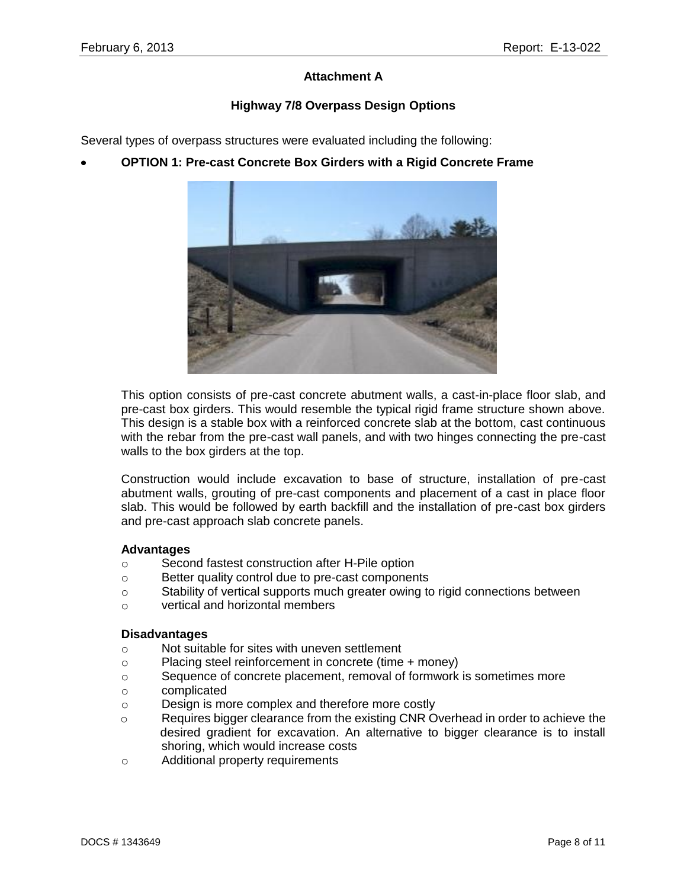## Attachment A

### Highway 7/8 Overpass Design Options

Several types of overpass structures were evaluated including the following:

- **OPTION 1: Pre-cast Concrete Box Girders with a Rigid Concrete Frame**

This option consists of pre-cast concrete abutment walls, a cast-in-place floor slab, and pre-cast box girders. This would resemble the typical rigid frame structure shown above. This design is a stable box with a reinforced concrete slab at the bottom, cast continuous with the rebar from the pre-cast wall panels, and with two hinges connecting the pre-cast walls to the box girders at the top.

Construction would include excavation to base of structure, installation of pre-cast abutment walls, grouting of pre-cast components and placement of a cast in place floor slab. This would be followed by earth backfill and the installation of pre-cast box girders and pre-cast approach slab concrete panels.

**Advantages**

- Second fastest construction after H-Pile option
- Better quality control due to pre-cast components
- Stability of vertical supports much greater owing to rigid connections between
- vertical and horizontal members

**Disadvantages**

- Not suitable for sites with uneven settlement
- Placing steel reinforcement in concrete (time + money)
- Sequence of concrete placement, removal of formwork is sometimes more
- complicated
- Design is more complex and therefore more costly
- Requires bigger clearance from the existing CNR Overhead in order to achieve the desired gradient for excavation. An alternative to bigger clearance is to install shoring, which would increase costs
- Additional property requirements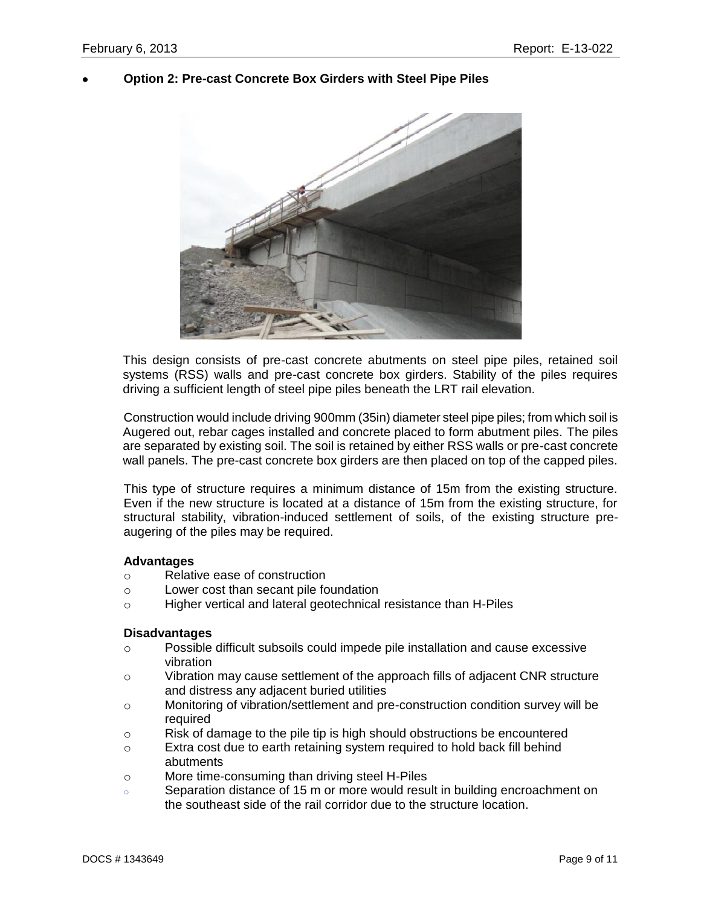- **Option 2: Pre-cast Concrete Box Girders with Steel Pipe Piles**

This design consists of pre-cast concrete abutments on steel pipe piles, retained soil systems (RSS) walls and pre-cast concrete box girders. Stability of the piles requires driving a sufficient length of steel pipe piles beneath the LRT rail elevation.

Construction would include driving 900mm (35in) diameter steel pipe piles; from which soil is Augered out, rebar cages installed and concrete placed to form abutment piles. The piles are separated by existing soil. The soil is retained by either RSS walls or pre-cast concrete wall panels. The pre-cast concrete box girders are then placed on top of the capped piles.

This type of structure requires a minimum distance of 15m from the existing structure. Even if the new structure is located at a distance of 15m from the existing structure, for structural stability, vibration-induced settlement of soils, of the existing structure pre-augering of the piles may be required.

**Advantages**

- Relative ease of construction
- Lower cost than secant pile foundation
- Higher vertical and lateral geotechnical resistance than H-Piles

**Disadvantages**

- Possible difficult subsoils could impede pile installation and cause excessive vibration
- Vibration may cause settlement of the approach fills of adjacent CNR structure and distress any adjacent buried utilities
- Monitoring of vibration/settlement and pre-construction condition survey will be required
- Risk of damage to the pile tip is high should obstructions be encountered
- Extra cost due to earth retaining system required to hold back fill behind abutments
- More time-consuming than driving steel H-Piles
- Separation distance of 15 m or more would result in building encroachment on the southeast side of the rail corridor due to the structure location.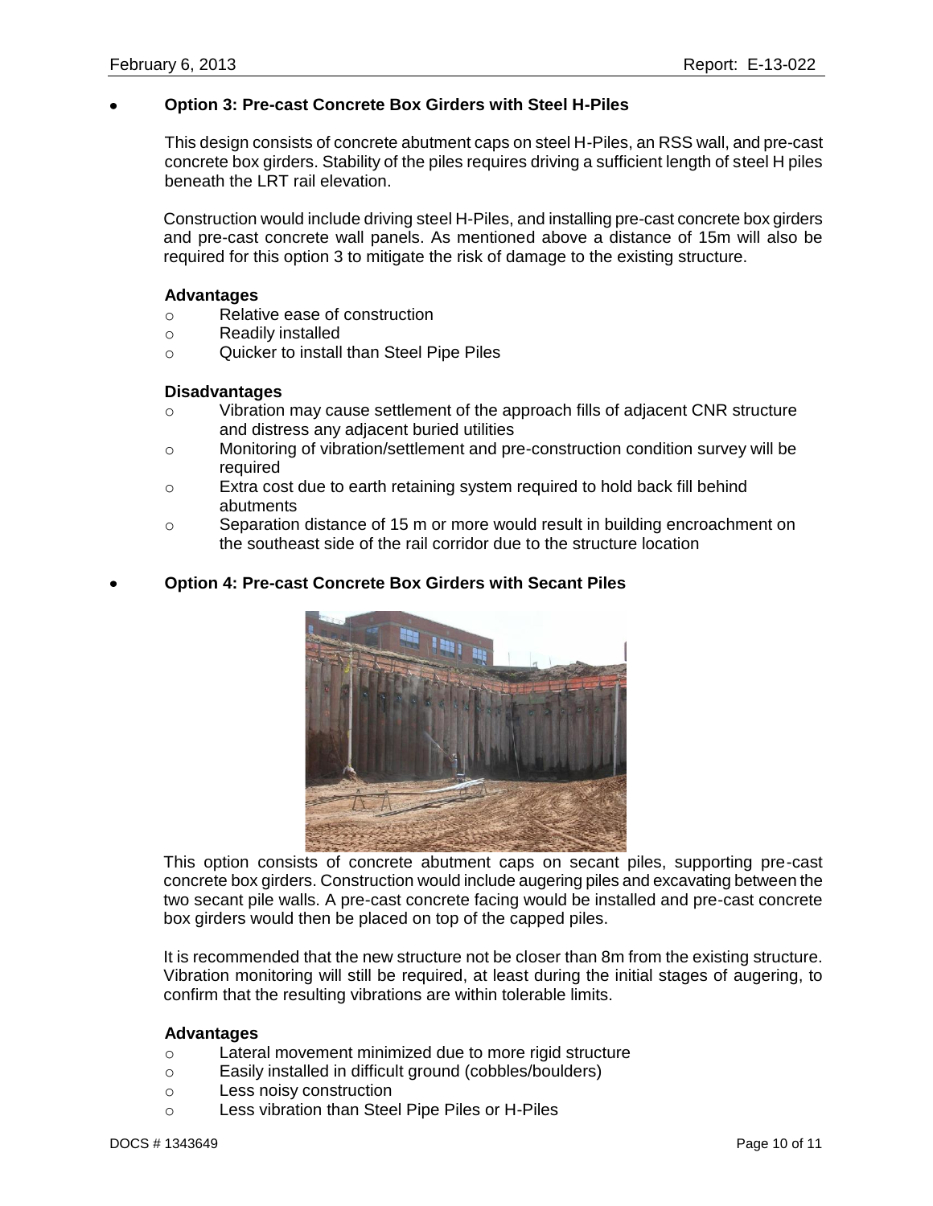- **Option 3: Pre-cast Concrete Box Girders with Steel H-Piles**

  This design consists of concrete abutment caps on steel H-Piles, an RSS wall, and pre-cast concrete box girders. Stability of the piles requires driving a sufficient length of steel H piles beneath the LRT rail elevation.

  Construction would include driving steel H-Piles, and installing pre-cast concrete box girders and pre-cast concrete wall panels. As mentioned above a distance of 15m will also be required for this option 3 to mitigate the risk of damage to the existing structure.

  **Advantages**
  - Relative ease of construction
  - Readily installed
  - Quicker to install than Steel Pipe Piles

  **Disadvantages**
  - Vibration may cause settlement of the approach fills of adjacent CNR structure and distress any adjacent buried utilities
  - Monitoring of vibration/settlement and pre-construction condition survey will be required
  - Extra cost due to earth retaining system required to hold back fill behind abutments
  - Separation distance of 15 m or more would result in building encroachment on the southeast side of the rail corridor due to the structure location

- **Option 4: Pre-cast Concrete Box Girders with Secant Piles**

  This option consists of concrete abutment caps on secant piles, supporting pre-cast concrete box girders. Construction would include augering piles and excavating between the two secant pile walls. A pre-cast concrete facing would be installed and pre-cast concrete box girders would then be placed on top of the capped piles.

  It is recommended that the new structure not be closer than 8m from the existing structure. Vibration monitoring will still be required, at least during the initial stages of augering, to confirm that the resulting vibrations are within tolerable limits.

  **Advantages**
  - Lateral movement minimized due to more rigid structure
  - Easily installed in difficult ground (cobbles/boulders)
  - Less noisy construction
  - Less vibration than Steel Pipe Piles or H-Piles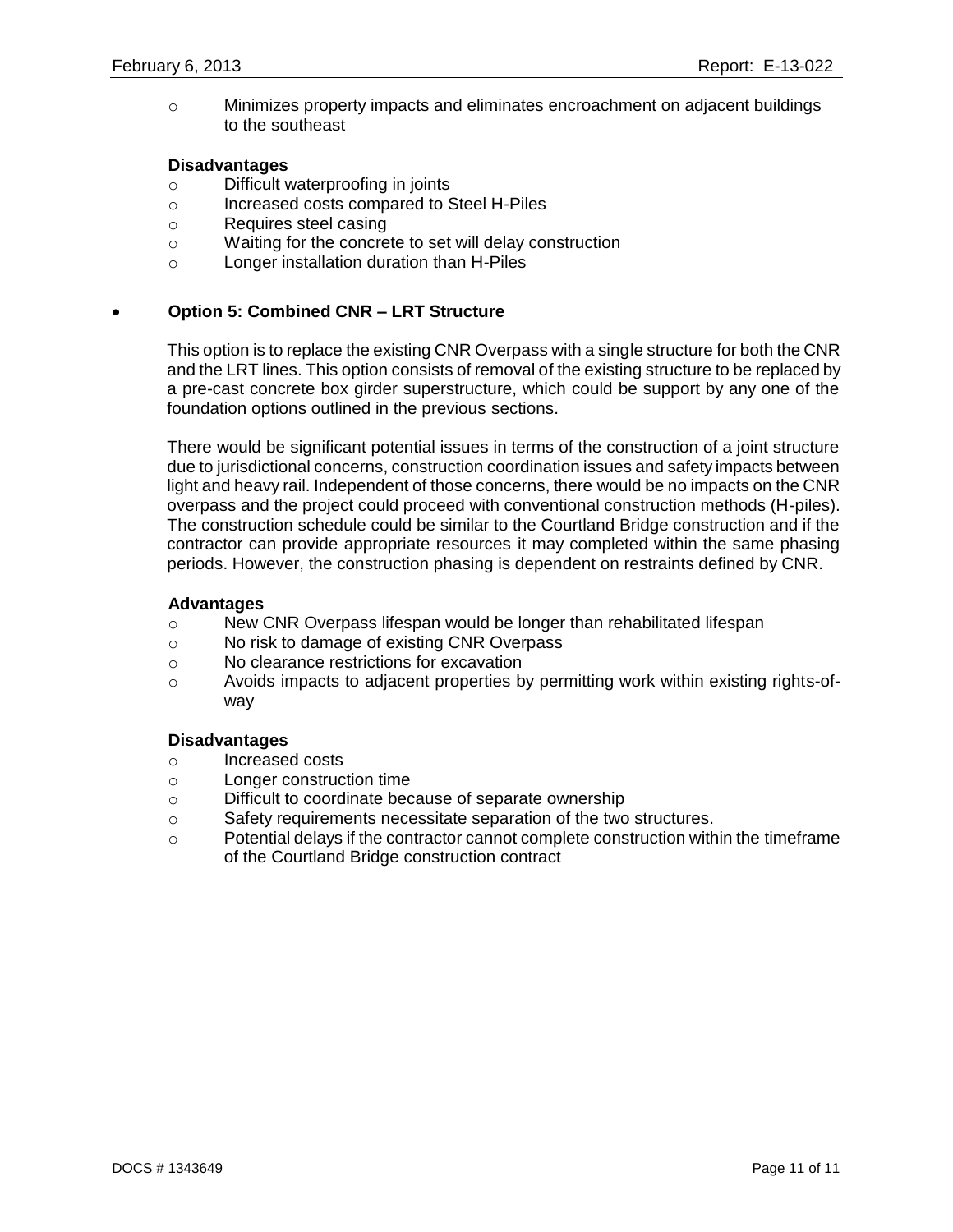- Minimizes property impacts and eliminates encroachment on adjacent buildings to the southeast

**Disadvantages**

- Difficult waterproofing in joints
- Increased costs compared to Steel H-Piles
- Requires steel casing
- Waiting for the concrete to set will delay construction
- Longer installation duration than H-Piles

- **Option 5: Combined CNR – LRT Structure**

This option is to replace the existing CNR Overpass with a single structure for both the CNR and the LRT lines. This option consists of removal of the existing structure to be replaced by a pre-cast concrete box girder superstructure, which could be support by any one of the foundation options outlined in the previous sections.

There would be significant potential issues in terms of the construction of a joint structure due to jurisdictional concerns, construction coordination issues and safety impacts between light and heavy rail. Independent of those concerns, there would be no impacts on the CNR overpass and the project could proceed with conventional construction methods (H-piles). The construction schedule could be similar to the Courtland Bridge construction and if the contractor can provide appropriate resources it may completed within the same phasing periods. However, the construction phasing is dependent on restraints defined by CNR.

**Advantages**

- New CNR Overpass lifespan would be longer than rehabilitated lifespan
- No risk to damage of existing CNR Overpass
- No clearance restrictions for excavation
- Avoids impacts to adjacent properties by permitting work within existing rights-of-way

**Disadvantages**

- Increased costs
- Longer construction time
- Difficult to coordinate because of separate ownership
- Safety requirements necessitate separation of the two structures.
- Potential delays if the contractor cannot complete construction within the timeframe of the Courtland Bridge construction contract